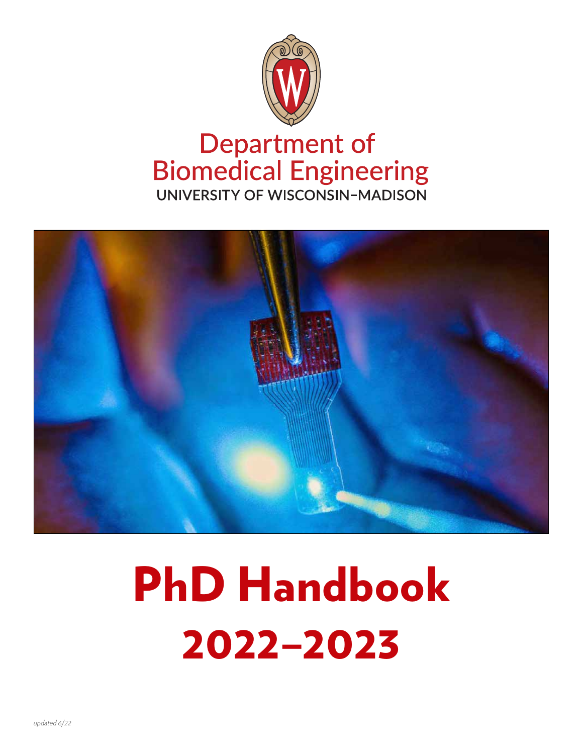Department of
Biomedical Engineering
UNIVERSITY OF WISCONSIN–MADISON

# PhD Handbook
# 2022–2023

*updated 6/22*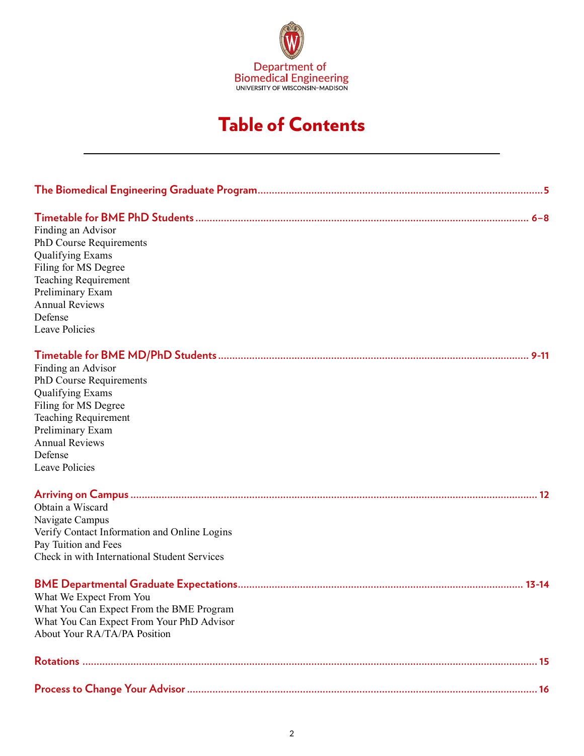Department of
Biomedical Engineering
UNIVERSITY OF WISCONSIN–MADISON

# Table of Contents

**The Biomedical Engineering Graduate Program** .......... 5

**Timetable for BME PhD Students** .......... 6–8

Finding an Advisor
PhD Course Requirements
Qualifying Exams
Filing for MS Degree
Teaching Requirement
Preliminary Exam
Annual Reviews
Defense
Leave Policies

**Timetable for BME MD/PhD Students** .......... 9-11

Finding an Advisor
PhD Course Requirements
Qualifying Exams
Filing for MS Degree
Teaching Requirement
Preliminary Exam
Annual Reviews
Defense
Leave Policies

**Arriving on Campus** .......... 12

Obtain a Wiscard
Navigate Campus
Verify Contact Information and Online Logins
Pay Tuition and Fees
Check in with International Student Services

**BME Departmental Graduate Expectations** .......... 13-14

What We Expect From You
What You Can Expect From the BME Program
What You Can Expect From Your PhD Advisor
About Your RA/TA/PA Position

**Rotations** .......... 15

**Process to Change Your Advisor** .......... 16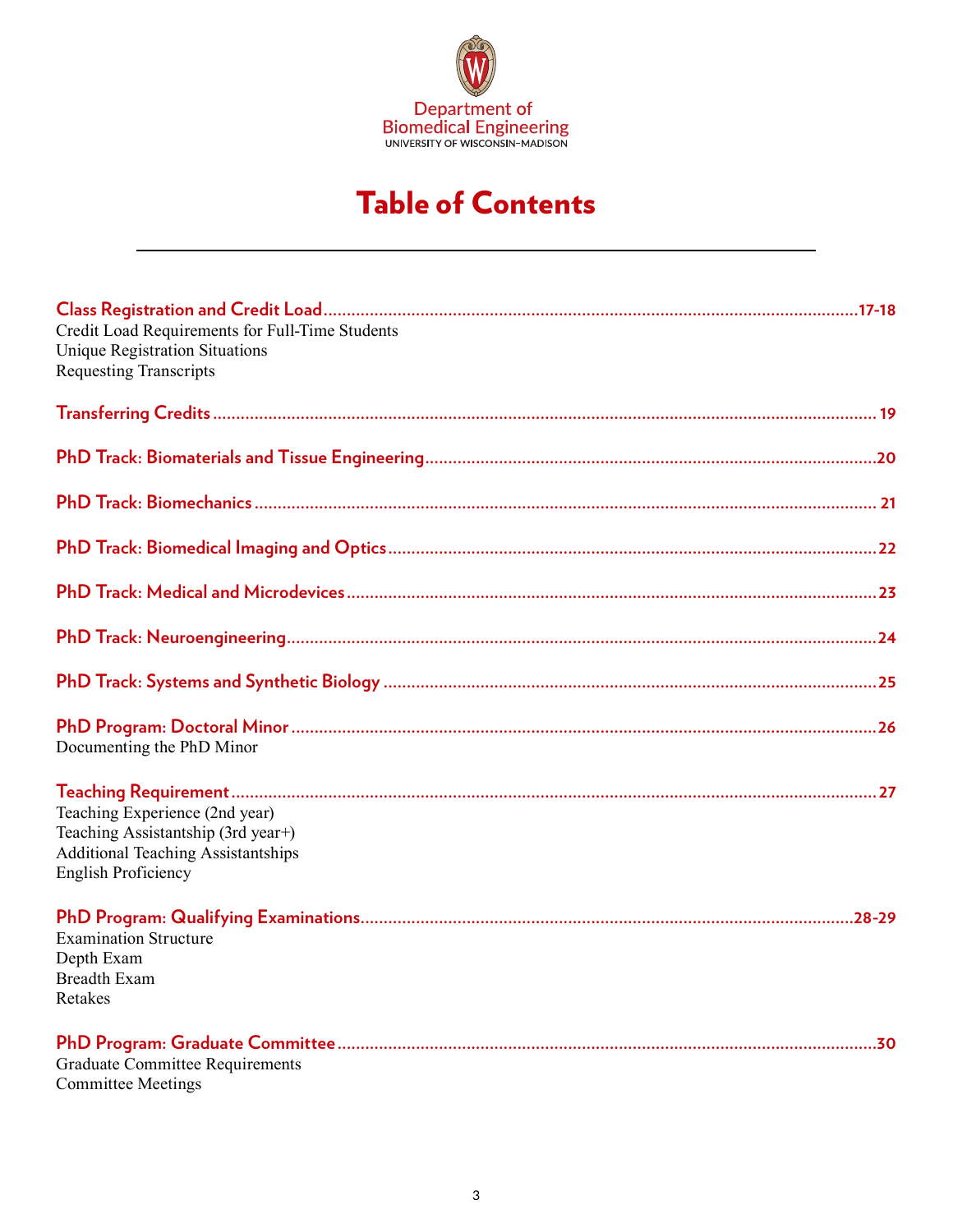Department of
Biomedical Engineering
UNIVERSITY OF WISCONSIN–MADISON

# Table of Contents

**Class Registration and Credit Load** .......... 17-18
Credit Load Requirements for Full-Time Students
Unique Registration Situations
Requesting Transcripts

**Transferring Credits** .......... 19

**PhD Track: Biomaterials and Tissue Engineering** .......... 20

**PhD Track: Biomechanics** .......... 21

**PhD Track: Biomedical Imaging and Optics** .......... 22

**PhD Track: Medical and Microdevices** .......... 23

**PhD Track: Neuroengineering** .......... 24

**PhD Track: Systems and Synthetic Biology** .......... 25

**PhD Program: Doctoral Minor** .......... 26
Documenting the PhD Minor

**Teaching Requirement** .......... 27
Teaching Experience (2nd year)
Teaching Assistantship (3rd year+)
Additional Teaching Assistantships
English Proficiency

**PhD Program: Qualifying Examinations** .......... 28-29
Examination Structure
Depth Exam
Breadth Exam
Retakes

**PhD Program: Graduate Committee** .......... 30
Graduate Committee Requirements
Committee Meetings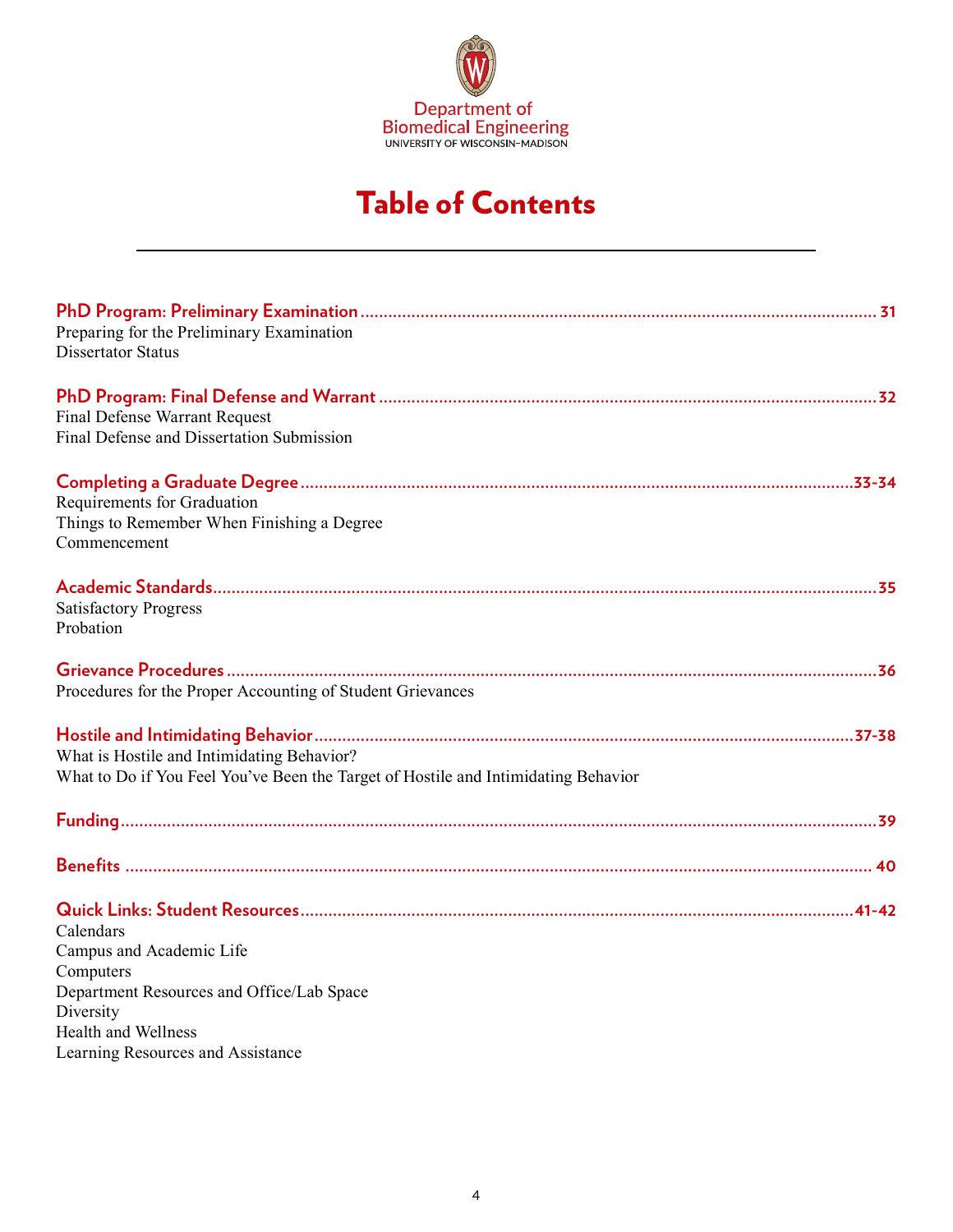Department of
Biomedical Engineering
UNIVERSITY OF WISCONSIN–MADISON

# Table of Contents

**PhD Program: Preliminary Examination** .......... 31
Preparing for the Preliminary Examination
Dissertator Status

**PhD Program: Final Defense and Warrant** .......... 32
Final Defense Warrant Request
Final Defense and Dissertation Submission

**Completing a Graduate Degree** .......... 33-34
Requirements for Graduation
Things to Remember When Finishing a Degree
Commencement

**Academic Standards** .......... 35
Satisfactory Progress
Probation

**Grievance Procedures** .......... 36
Procedures for the Proper Accounting of Student Grievances

**Hostile and Intimidating Behavior** .......... 37-38
What is Hostile and Intimidating Behavior?
What to Do if You Feel You've Been the Target of Hostile and Intimidating Behavior

**Funding** .......... 39

**Benefits** .......... 40

**Quick Links: Student Resources** .......... 41-42
Calendars
Campus and Academic Life
Computers
Department Resources and Office/Lab Space
Diversity
Health and Wellness
Learning Resources and Assistance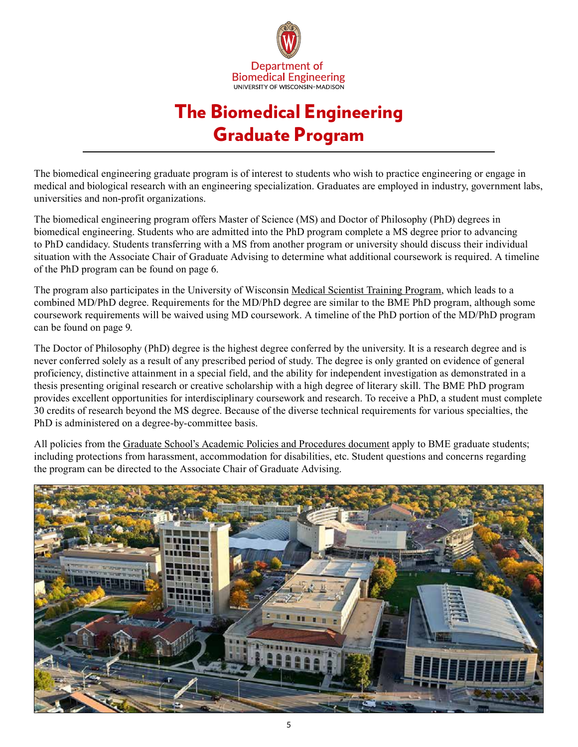Department of
Biomedical Engineering
UNIVERSITY OF WISCONSIN–MADISON

# The Biomedical Engineering Graduate Program

The biomedical engineering graduate program is of interest to students who wish to practice engineering or engage in medical and biological research with an engineering specialization. Graduates are employed in industry, government labs, universities and non-profit organizations.

The biomedical engineering program offers Master of Science (MS) and Doctor of Philosophy (PhD) degrees in biomedical engineering. Students who are admitted into the PhD program complete a MS degree prior to advancing to PhD candidacy. Students transferring with a MS from another program or university should discuss their individual situation with the Associate Chair of Graduate Advising to determine what additional coursework is required. A timeline of the PhD program can be found on page 6.

The program also participates in the University of Wisconsin Medical Scientist Training Program, which leads to a combined MD/PhD degree. Requirements for the MD/PhD degree are similar to the BME PhD program, although some coursework requirements will be waived using MD coursework. A timeline of the PhD portion of the MD/PhD program can be found on page 9.

The Doctor of Philosophy (PhD) degree is the highest degree conferred by the university. It is a research degree and is never conferred solely as a result of any prescribed period of study. The degree is only granted on evidence of general proficiency, distinctive attainment in a special field, and the ability for independent investigation as demonstrated in a thesis presenting original research or creative scholarship with a high degree of literary skill. The BME PhD program provides excellent opportunities for interdisciplinary coursework and research. To receive a PhD, a student must complete 30 credits of research beyond the MS degree. Because of the diverse technical requirements for various specialties, the PhD is administered on a degree-by-committee basis.

All policies from the Graduate School's Academic Policies and Procedures document apply to BME graduate students; including protections from harassment, accommodation for disabilities, etc. Student questions and concerns regarding the program can be directed to the Associate Chair of Graduate Advising.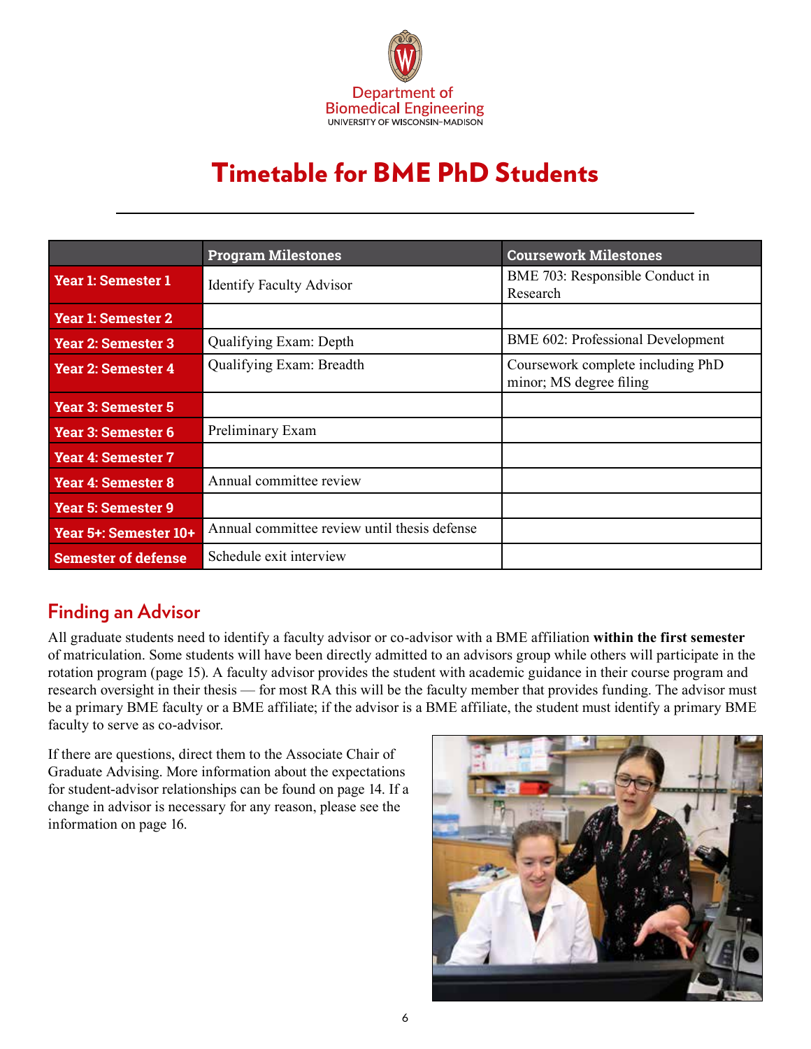Department of Biomedical Engineering
UNIVERSITY OF WISCONSIN–MADISON

# Timetable for BME PhD Students

| | Program Milestones | Coursework Milestones |
|---|---|---|
| **Year 1: Semester 1** | Identify Faculty Advisor | BME 703: Responsible Conduct in Research |
| **Year 1: Semester 2** | | |
| **Year 2: Semester 3** | Qualifying Exam: Depth | BME 602: Professional Development |
| **Year 2: Semester 4** | Qualifying Exam: Breadth | Coursework complete including PhD minor; MS degree filing |
| **Year 3: Semester 5** | | |
| **Year 3: Semester 6** | Preliminary Exam | |
| **Year 4: Semester 7** | | |
| **Year 4: Semester 8** | Annual committee review | |
| **Year 5: Semester 9** | | |
| **Year 5+: Semester 10+** | Annual committee review until thesis defense | |
| **Semester of defense** | Schedule exit interview | |

## Finding an Advisor

All graduate students need to identify a faculty advisor or co-advisor with a BME affiliation **within the first semester** of matriculation. Some students will have been directly admitted to an advisors group while others will participate in the rotation program (page 15). A faculty advisor provides the student with academic guidance in their course program and research oversight in their thesis — for most RA this will be the faculty member that provides funding. The advisor must be a primary BME faculty or a BME affiliate; if the advisor is a BME affiliate, the student must identify a primary BME faculty to serve as co-advisor.

If there are questions, direct them to the Associate Chair of Graduate Advising. More information about the expectations for student-advisor relationships can be found on page 14. If a change in advisor is necessary for any reason, please see the information on page 16.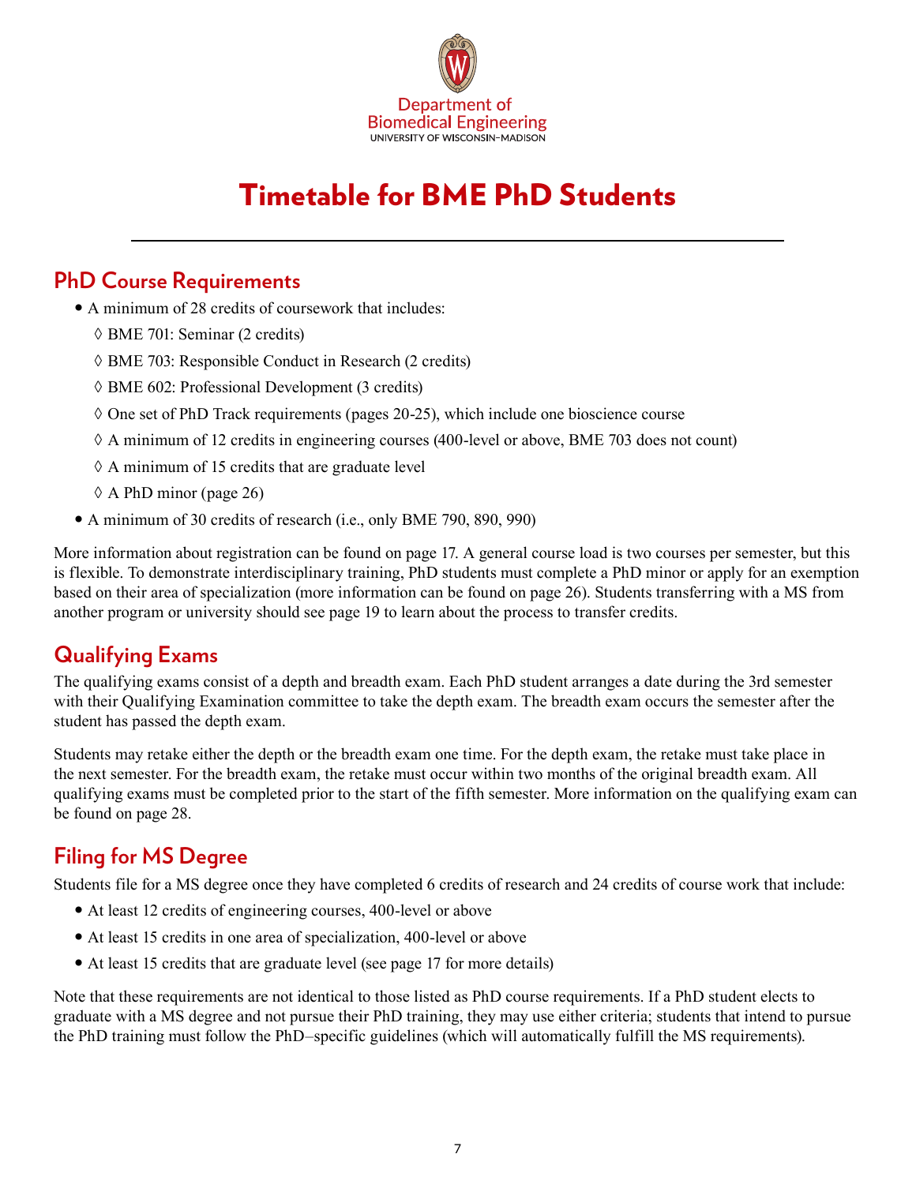Department of
Biomedical Engineering
UNIVERSITY OF WISCONSIN–MADISON

# Timetable for BME PhD Students

## PhD Course Requirements

- A minimum of 28 credits of coursework that includes:
  - ◊ BME 701: Seminar (2 credits)
  - ◊ BME 703: Responsible Conduct in Research (2 credits)
  - ◊ BME 602: Professional Development (3 credits)
  - ◊ One set of PhD Track requirements (pages 20-25), which include one bioscience course
  - ◊ A minimum of 12 credits in engineering courses (400-level or above, BME 703 does not count)
  - ◊ A minimum of 15 credits that are graduate level
  - ◊ A PhD minor (page 26)
- A minimum of 30 credits of research (i.e., only BME 790, 890, 990)

More information about registration can be found on page 17. A general course load is two courses per semester, but this is flexible. To demonstrate interdisciplinary training, PhD students must complete a PhD minor or apply for an exemption based on their area of specialization (more information can be found on page 26). Students transferring with a MS from another program or university should see page 19 to learn about the process to transfer credits.

## Qualifying Exams

The qualifying exams consist of a depth and breadth exam. Each PhD student arranges a date during the 3rd semester with their Qualifying Examination committee to take the depth exam. The breadth exam occurs the semester after the student has passed the depth exam.

Students may retake either the depth or the breadth exam one time. For the depth exam, the retake must take place in the next semester. For the breadth exam, the retake must occur within two months of the original breadth exam. All qualifying exams must be completed prior to the start of the fifth semester. More information on the qualifying exam can be found on page 28.

## Filing for MS Degree

Students file for a MS degree once they have completed 6 credits of research and 24 credits of course work that include:

- At least 12 credits of engineering courses, 400-level or above
- At least 15 credits in one area of specialization, 400-level or above
- At least 15 credits that are graduate level (see page 17 for more details)

Note that these requirements are not identical to those listed as PhD course requirements. If a PhD student elects to graduate with a MS degree and not pursue their PhD training, they may use either criteria; students that intend to pursue the PhD training must follow the PhD–specific guidelines (which will automatically fulfill the MS requirements).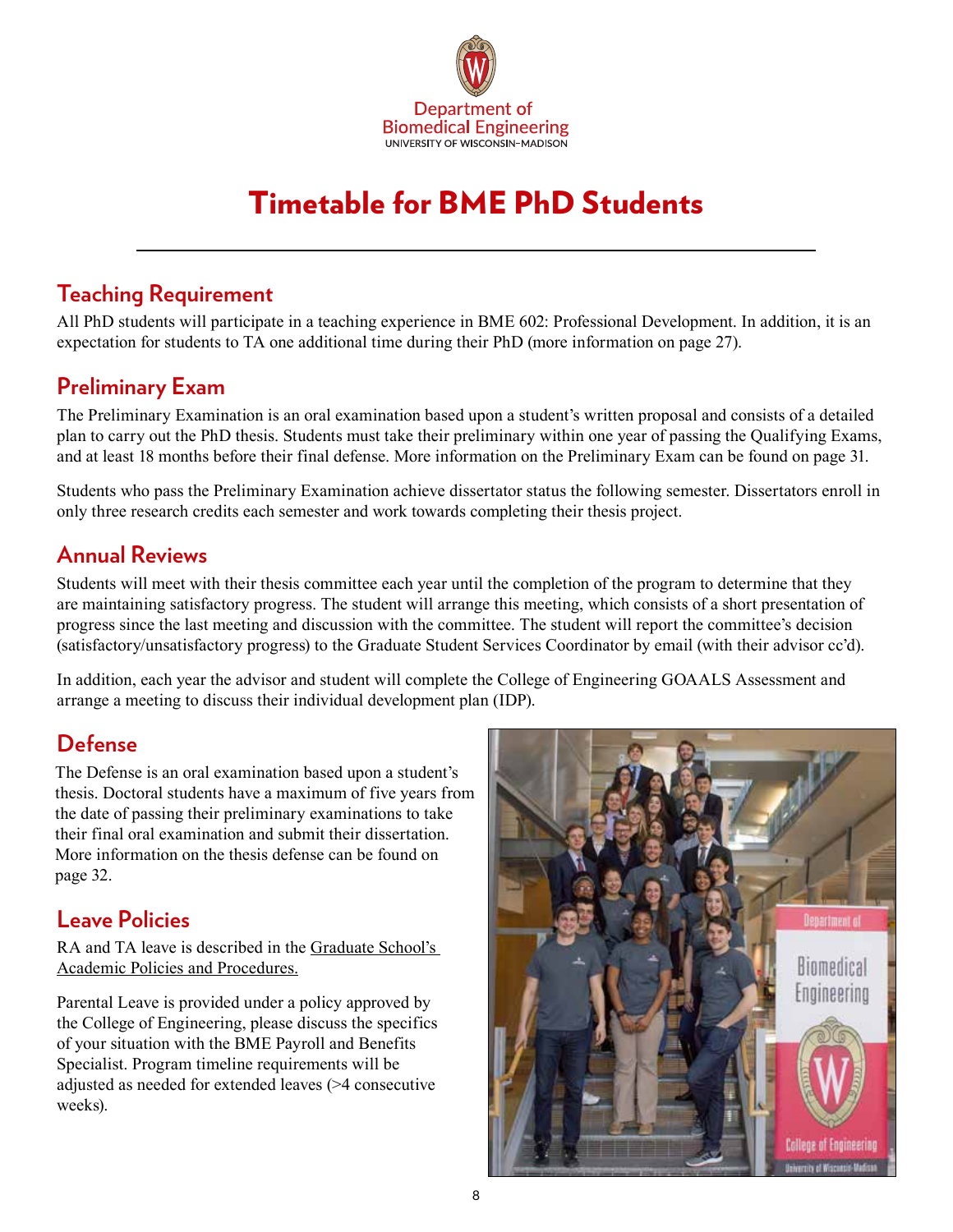Department of Biomedical Engineering
UNIVERSITY OF WISCONSIN–MADISON

# Timetable for BME PhD Students

## Teaching Requirement

All PhD students will participate in a teaching experience in BME 602: Professional Development. In addition, it is an expectation for students to TA one additional time during their PhD (more information on page 27).

## Preliminary Exam

The Preliminary Examination is an oral examination based upon a student's written proposal and consists of a detailed plan to carry out the PhD thesis. Students must take their preliminary within one year of passing the Qualifying Exams, and at least 18 months before their final defense. More information on the Preliminary Exam can be found on page 31.

Students who pass the Preliminary Examination achieve dissertator status the following semester. Dissertators enroll in only three research credits each semester and work towards completing their thesis project.

## Annual Reviews

Students will meet with their thesis committee each year until the completion of the program to determine that they are maintaining satisfactory progress. The student will arrange this meeting, which consists of a short presentation of progress since the last meeting and discussion with the committee. The student will report the committee's decision (satisfactory/unsatisfactory progress) to the Graduate Student Services Coordinator by email (with their advisor cc'd).

In addition, each year the advisor and student will complete the College of Engineering GOAALS Assessment and arrange a meeting to discuss their individual development plan (IDP).

## Defense

The Defense is an oral examination based upon a student's thesis. Doctoral students have a maximum of five years from the date of passing their preliminary examinations to take their final oral examination and submit their dissertation. More information on the thesis defense can be found on page 32.

## Leave Policies

RA and TA leave is described in the Graduate School's Academic Policies and Procedures.

Parental Leave is provided under a policy approved by the College of Engineering, please discuss the specifics of your situation with the BME Payroll and Benefits Specialist. Program timeline requirements will be adjusted as needed for extended leaves (>4 consecutive weeks).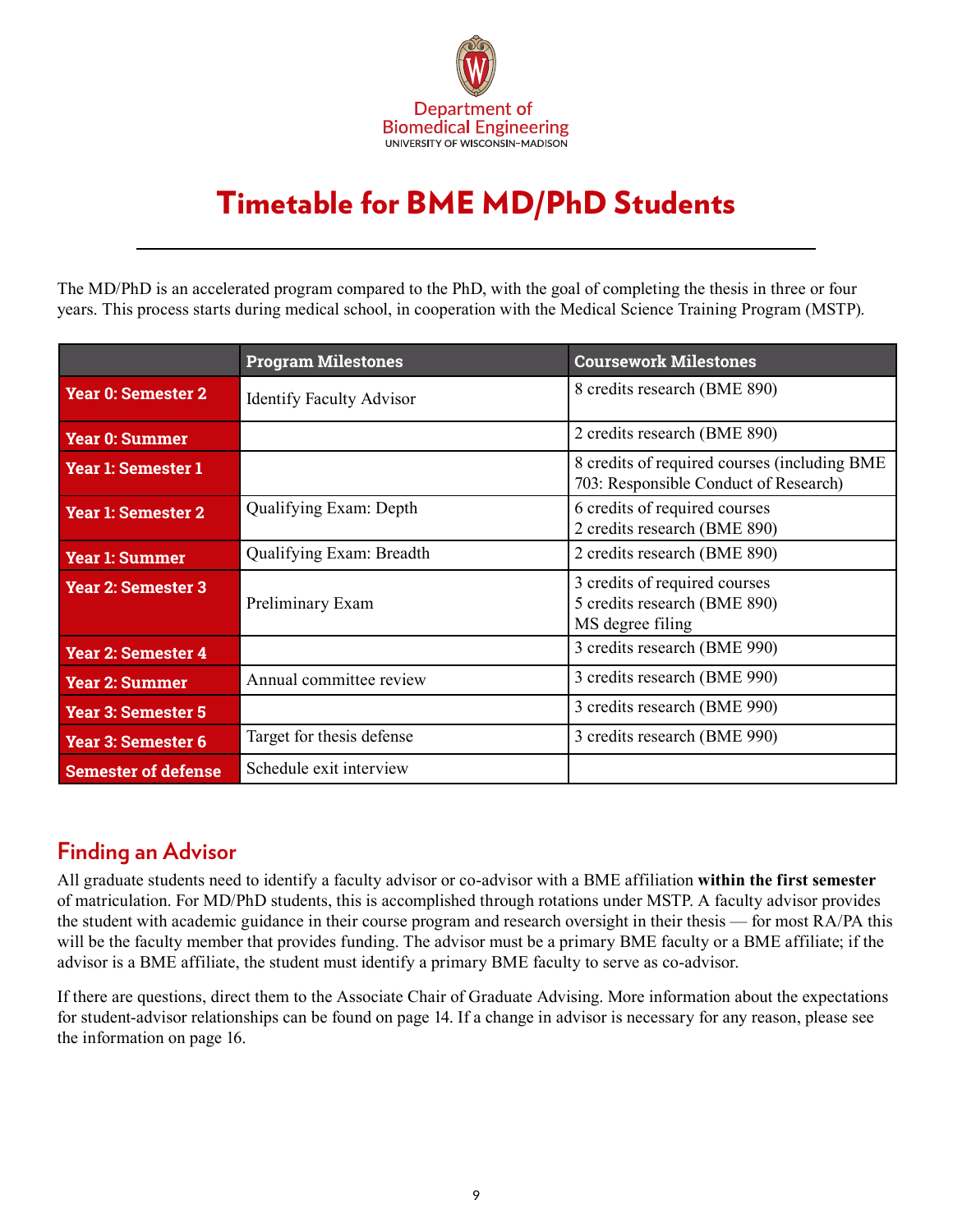Department of Biomedical Engineering
UNIVERSITY OF WISCONSIN–MADISON

# Timetable for BME MD/PhD Students

The MD/PhD is an accelerated program compared to the PhD, with the goal of completing the thesis in three or four years. This process starts during medical school, in cooperation with the Medical Science Training Program (MSTP).

| | Program Milestones | Coursework Milestones |
|---|---|---|
| **Year 0: Semester 2** | Identify Faculty Advisor | 8 credits research (BME 890) |
| **Year 0: Summer** | | 2 credits research (BME 890) |
| **Year 1: Semester 1** | | 8 credits of required courses (including BME 703: Responsible Conduct of Research) |
| **Year 1: Semester 2** | Qualifying Exam: Depth | 6 credits of required courses<br>2 credits research (BME 890) |
| **Year 1: Summer** | Qualifying Exam: Breadth | 2 credits research (BME 890) |
| **Year 2: Semester 3** | Preliminary Exam | 3 credits of required courses<br>5 credits research (BME 890)<br>MS degree filing |
| **Year 2: Semester 4** | | 3 credits research (BME 990) |
| **Year 2: Summer** | Annual committee review | 3 credits research (BME 990) |
| **Year 3: Semester 5** | | 3 credits research (BME 990) |
| **Year 3: Semester 6** | Target for thesis defense | 3 credits research (BME 990) |
| **Semester of defense** | Schedule exit interview | |

## Finding an Advisor

All graduate students need to identify a faculty advisor or co-advisor with a BME affiliation **within the first semester** of matriculation. For MD/PhD students, this is accomplished through rotations under MSTP. A faculty advisor provides the student with academic guidance in their course program and research oversight in their thesis — for most RA/PA this will be the faculty member that provides funding. The advisor must be a primary BME faculty or a BME affiliate; if the advisor is a BME affiliate, the student must identify a primary BME faculty to serve as co-advisor.

If there are questions, direct them to the Associate Chair of Graduate Advising. More information about the expectations for student-advisor relationships can be found on page 14. If a change in advisor is necessary for any reason, please see the information on page 16.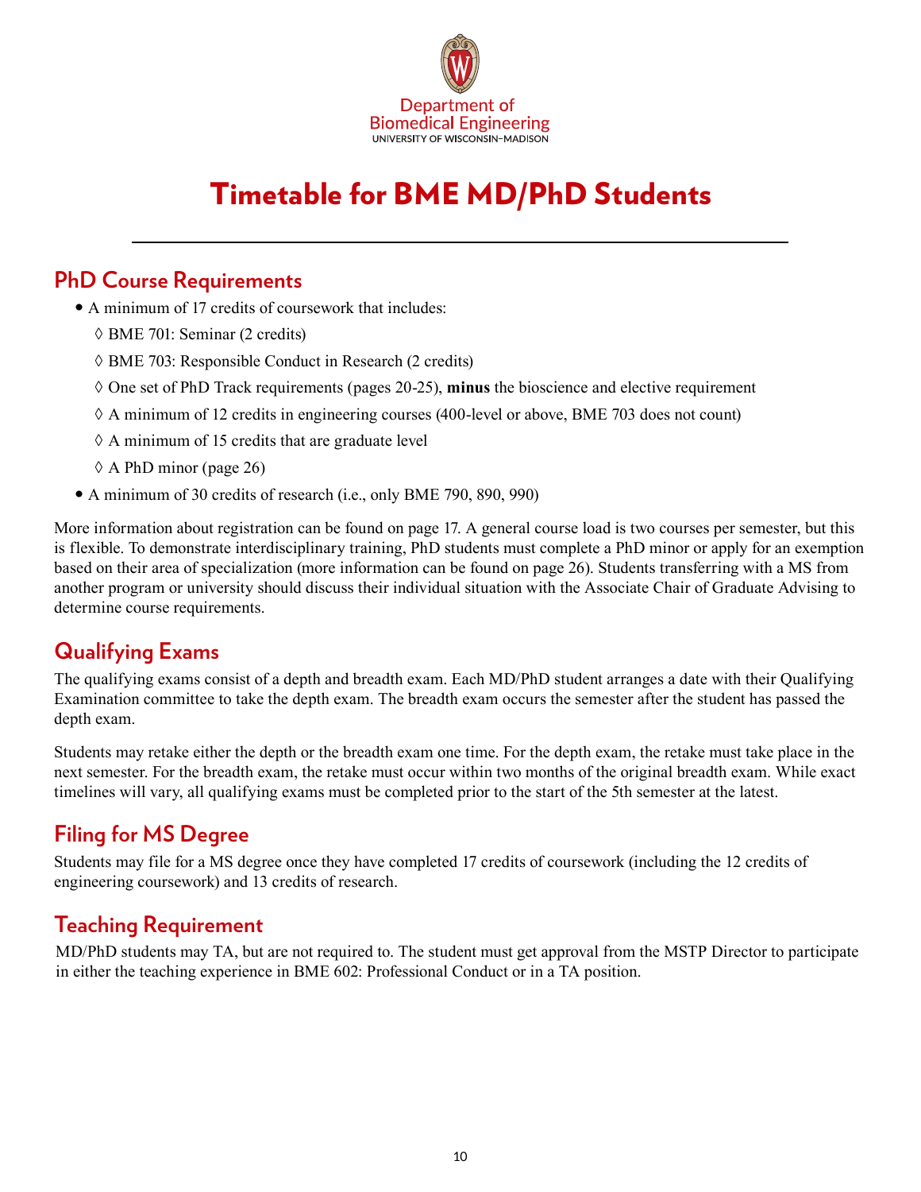Department of
Biomedical Engineering
UNIVERSITY OF WISCONSIN–MADISON

# Timetable for BME MD/PhD Students

## PhD Course Requirements

- A minimum of 17 credits of coursework that includes:
  - ◊ BME 701: Seminar (2 credits)
  - ◊ BME 703: Responsible Conduct in Research (2 credits)
  - ◊ One set of PhD Track requirements (pages 20-25), **minus** the bioscience and elective requirement
  - ◊ A minimum of 12 credits in engineering courses (400-level or above, BME 703 does not count)
  - ◊ A minimum of 15 credits that are graduate level
  - ◊ A PhD minor (page 26)
- A minimum of 30 credits of research (i.e., only BME 790, 890, 990)

More information about registration can be found on page 17. A general course load is two courses per semester, but this is flexible. To demonstrate interdisciplinary training, PhD students must complete a PhD minor or apply for an exemption based on their area of specialization (more information can be found on page 26). Students transferring with a MS from another program or university should discuss their individual situation with the Associate Chair of Graduate Advising to determine course requirements.

## Qualifying Exams

The qualifying exams consist of a depth and breadth exam. Each MD/PhD student arranges a date with their Qualifying Examination committee to take the depth exam. The breadth exam occurs the semester after the student has passed the depth exam.

Students may retake either the depth or the breadth exam one time. For the depth exam, the retake must take place in the next semester. For the breadth exam, the retake must occur within two months of the original breadth exam. While exact timelines will vary, all qualifying exams must be completed prior to the start of the 5th semester at the latest.

## Filing for MS Degree

Students may file for a MS degree once they have completed 17 credits of coursework (including the 12 credits of engineering coursework) and 13 credits of research.

## Teaching Requirement

MD/PhD students may TA, but are not required to. The student must get approval from the MSTP Director to participate in either the teaching experience in BME 602: Professional Conduct or in a TA position.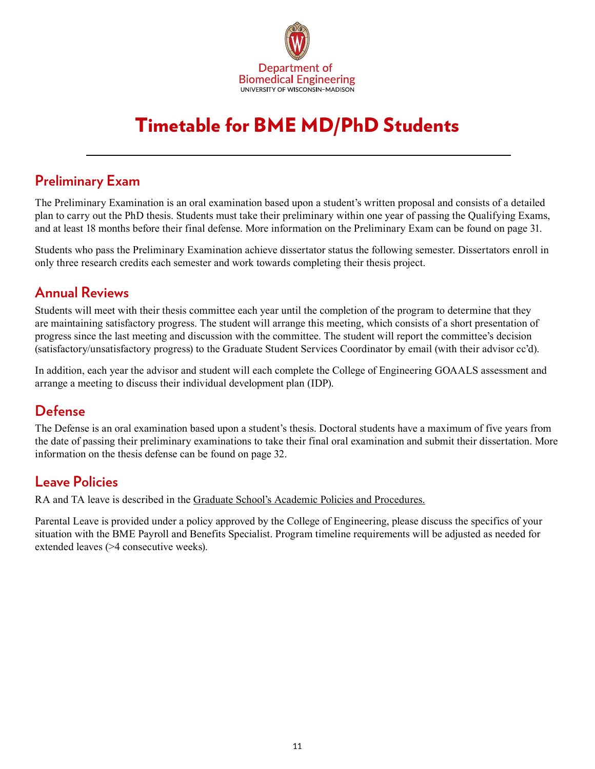Department of
Biomedical Engineering
UNIVERSITY OF WISCONSIN–MADISON

# Timetable for BME MD/PhD Students

## Preliminary Exam

The Preliminary Examination is an oral examination based upon a student's written proposal and consists of a detailed plan to carry out the PhD thesis. Students must take their preliminary within one year of passing the Qualifying Exams, and at least 18 months before their final defense. More information on the Preliminary Exam can be found on page 31.

Students who pass the Preliminary Examination achieve dissertator status the following semester. Dissertators enroll in only three research credits each semester and work towards completing their thesis project.

## Annual Reviews

Students will meet with their thesis committee each year until the completion of the program to determine that they are maintaining satisfactory progress. The student will arrange this meeting, which consists of a short presentation of progress since the last meeting and discussion with the committee. The student will report the committee's decision (satisfactory/unsatisfactory progress) to the Graduate Student Services Coordinator by email (with their advisor cc'd).

In addition, each year the advisor and student will each complete the College of Engineering GOAALS assessment and arrange a meeting to discuss their individual development plan (IDP).

## Defense

The Defense is an oral examination based upon a student's thesis. Doctoral students have a maximum of five years from the date of passing their preliminary examinations to take their final oral examination and submit their dissertation. More information on the thesis defense can be found on page 32.

## Leave Policies

RA and TA leave is described in the Graduate School's Academic Policies and Procedures.

Parental Leave is provided under a policy approved by the College of Engineering, please discuss the specifics of your situation with the BME Payroll and Benefits Specialist. Program timeline requirements will be adjusted as needed for extended leaves (>4 consecutive weeks).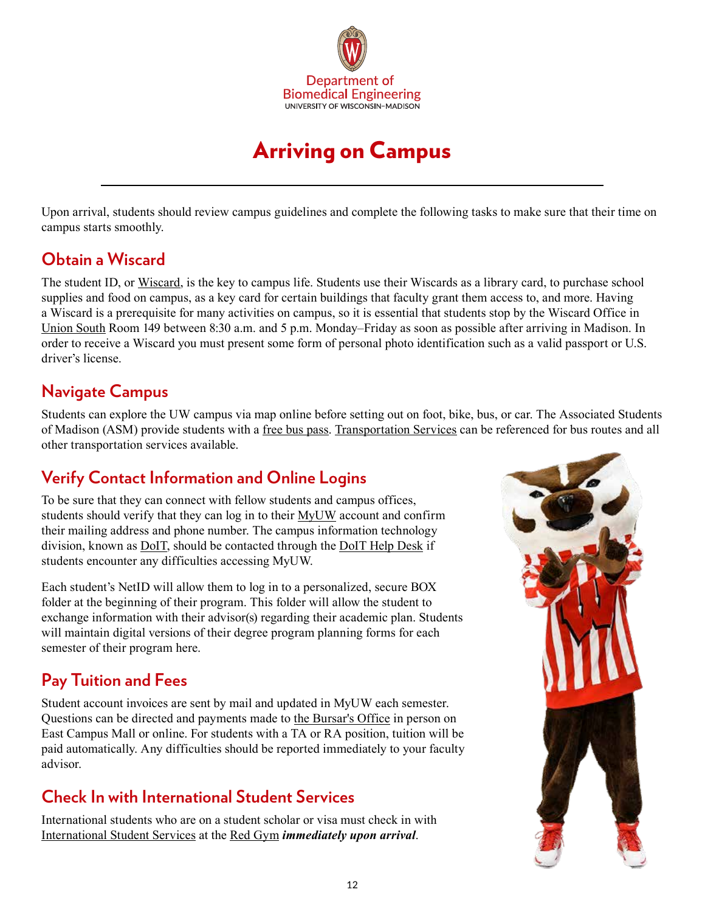# Arriving on Campus

Upon arrival, students should review campus guidelines and complete the following tasks to make sure that their time on campus starts smoothly.

## Obtain a Wiscard

The student ID, or Wiscard, is the key to campus life. Students use their Wiscards as a library card, to purchase school supplies and food on campus, as a key card for certain buildings that faculty grant them access to, and more. Having a Wiscard is a prerequisite for many activities on campus, so it is essential that students stop by the Wiscard Office in Union South Room 149 between 8:30 a.m. and 5 p.m. Monday–Friday as soon as possible after arriving in Madison. In order to receive a Wiscard you must present some form of personal photo identification such as a valid passport or U.S. driver's license.

## Navigate Campus

Students can explore the UW campus via map online before setting out on foot, bike, bus, or car. The Associated Students of Madison (ASM) provide students with a free bus pass. Transportation Services can be referenced for bus routes and all other transportation services available.

## Verify Contact Information and Online Logins

To be sure that they can connect with fellow students and campus offices, students should verify that they can log in to their MyUW account and confirm their mailing address and phone number. The campus information technology division, known as DoIT, should be contacted through the DoIT Help Desk if students encounter any difficulties accessing MyUW.

Each student's NetID will allow them to log in to a personalized, secure BOX folder at the beginning of their program. This folder will allow the student to exchange information with their advisor(s) regarding their academic plan. Students will maintain digital versions of their degree program planning forms for each semester of their program here.

## Pay Tuition and Fees

Student account invoices are sent by mail and updated in MyUW each semester. Questions can be directed and payments made to the Bursar's Office in person on East Campus Mall or online. For students with a TA or RA position, tuition will be paid automatically. Any difficulties should be reported immediately to your faculty advisor.

## Check In with International Student Services

International students who are on a student scholar or visa must check in with International Student Services at the Red Gym ***immediately upon arrival***.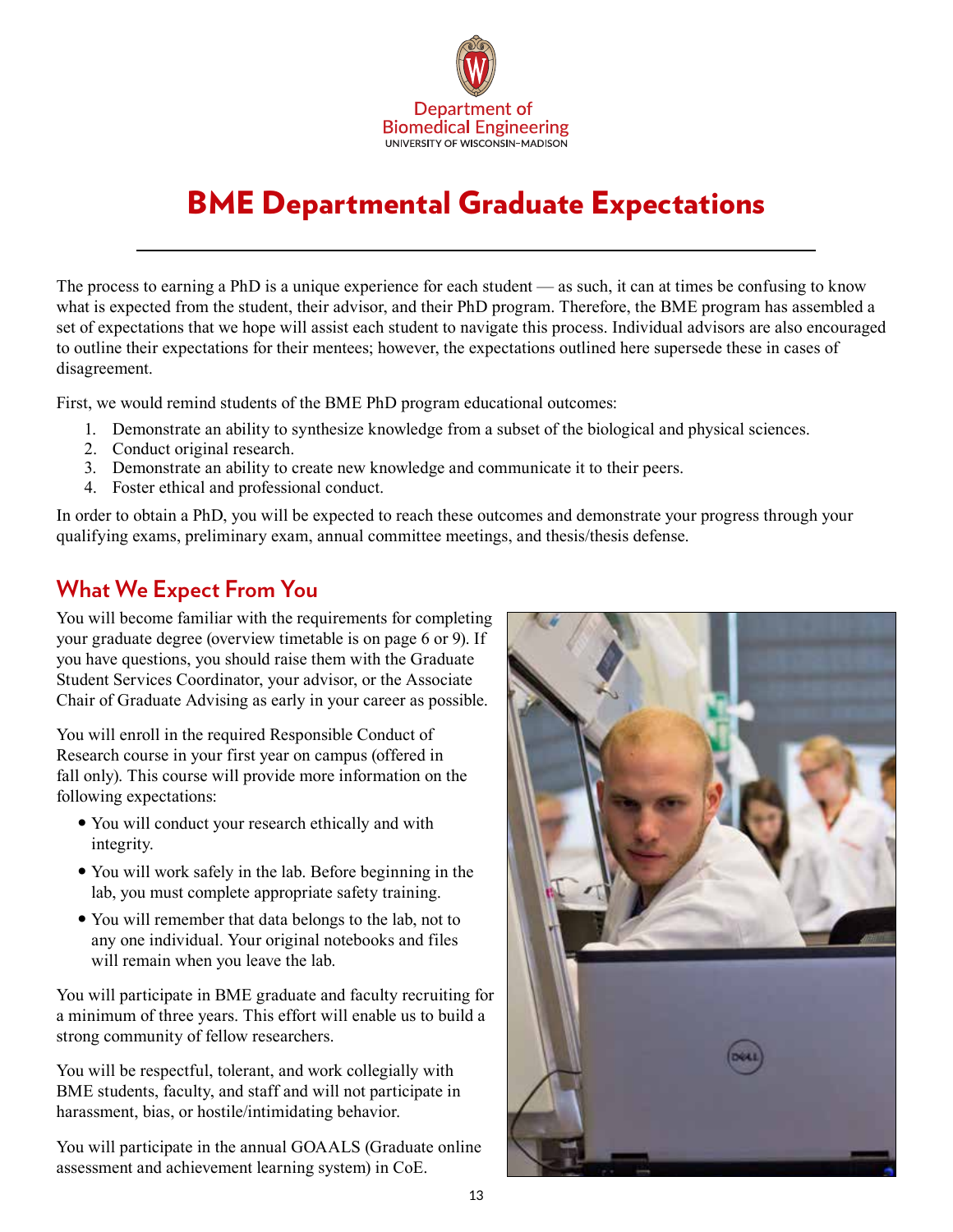Department of Biomedical Engineering
UNIVERSITY OF WISCONSIN–MADISON

# BME Departmental Graduate Expectations

The process to earning a PhD is a unique experience for each student — as such, it can at times be confusing to know what is expected from the student, their advisor, and their PhD program. Therefore, the BME program has assembled a set of expectations that we hope will assist each student to navigate this process. Individual advisors are also encouraged to outline their expectations for their mentees; however, the expectations outlined here supersede these in cases of disagreement.

First, we would remind students of the BME PhD program educational outcomes:

1. Demonstrate an ability to synthesize knowledge from a subset of the biological and physical sciences.
2. Conduct original research.
3. Demonstrate an ability to create new knowledge and communicate it to their peers.
4. Foster ethical and professional conduct.

In order to obtain a PhD, you will be expected to reach these outcomes and demonstrate your progress through your qualifying exams, preliminary exam, annual committee meetings, and thesis/thesis defense.

## What We Expect From You

You will become familiar with the requirements for completing your graduate degree (overview timetable is on page 6 or 9). If you have questions, you should raise them with the Graduate Student Services Coordinator, your advisor, or the Associate Chair of Graduate Advising as early in your career as possible.

You will enroll in the required Responsible Conduct of Research course in your first year on campus (offered in fall only). This course will provide more information on the following expectations:

- You will conduct your research ethically and with integrity.
- You will work safely in the lab. Before beginning in the lab, you must complete appropriate safety training.
- You will remember that data belongs to the lab, not to any one individual. Your original notebooks and files will remain when you leave the lab.

You will participate in BME graduate and faculty recruiting for a minimum of three years. This effort will enable us to build a strong community of fellow researchers.

You will be respectful, tolerant, and work collegially with BME students, faculty, and staff and will not participate in harassment, bias, or hostile/intimidating behavior.

You will participate in the annual GOAALS (Graduate online assessment and achievement learning system) in CoE.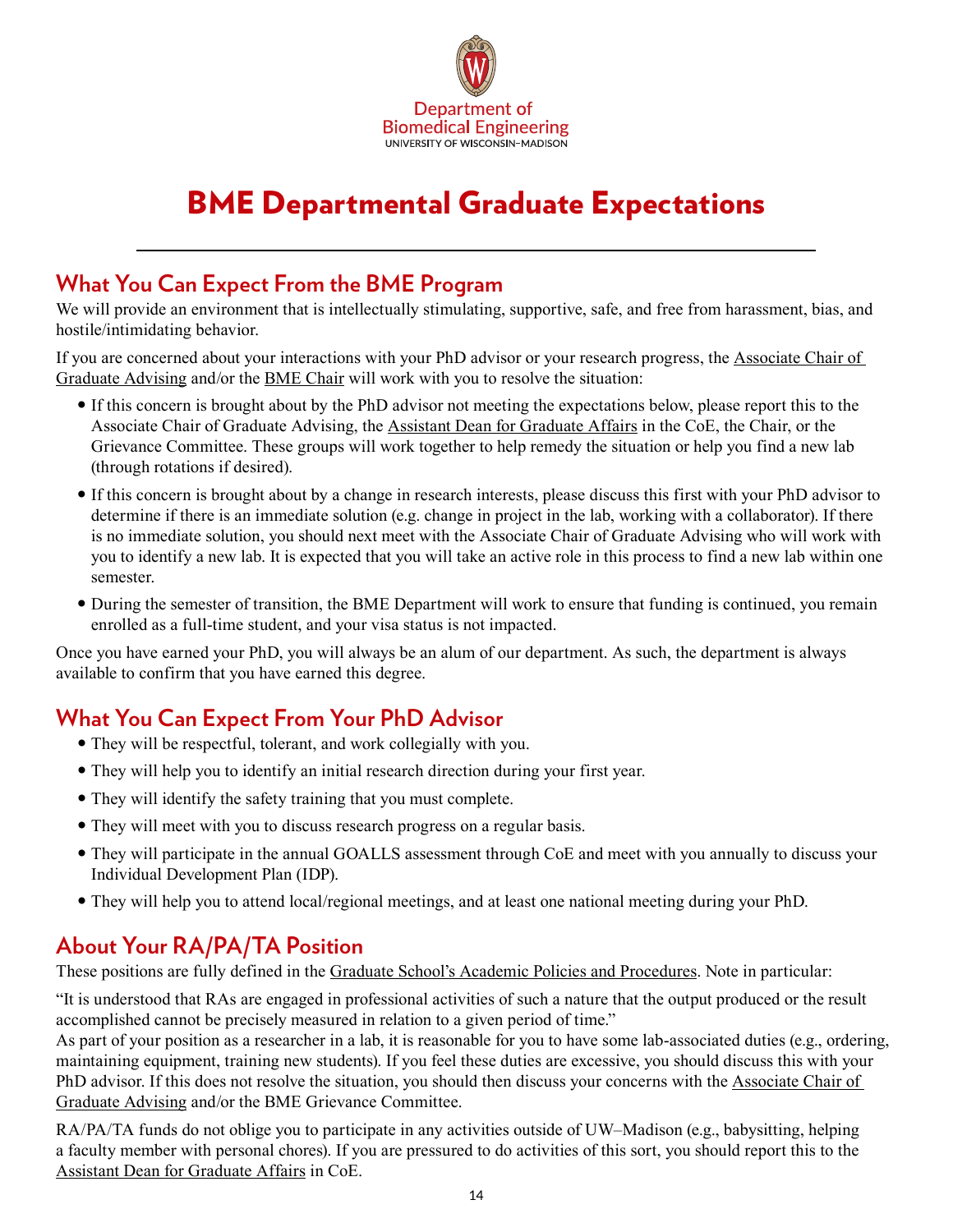Department of
Biomedical Engineering
UNIVERSITY OF WISCONSIN–MADISON

# BME Departmental Graduate Expectations

## What You Can Expect From the BME Program

We will provide an environment that is intellectually stimulating, supportive, safe, and free from harassment, bias, and hostile/intimidating behavior.

If you are concerned about your interactions with your PhD advisor or your research progress, the Associate Chair of Graduate Advising and/or the BME Chair will work with you to resolve the situation:

- If this concern is brought about by the PhD advisor not meeting the expectations below, please report this to the Associate Chair of Graduate Advising, the Assistant Dean for Graduate Affairs in the CoE, the Chair, or the Grievance Committee. These groups will work together to help remedy the situation or help you find a new lab (through rotations if desired).
- If this concern is brought about by a change in research interests, please discuss this first with your PhD advisor to determine if there is an immediate solution (e.g. change in project in the lab, working with a collaborator). If there is no immediate solution, you should next meet with the Associate Chair of Graduate Advising who will work with you to identify a new lab. It is expected that you will take an active role in this process to find a new lab within one semester.
- During the semester of transition, the BME Department will work to ensure that funding is continued, you remain enrolled as a full-time student, and your visa status is not impacted.

Once you have earned your PhD, you will always be an alum of our department. As such, the department is always available to confirm that you have earned this degree.

## What You Can Expect From Your PhD Advisor

- They will be respectful, tolerant, and work collegially with you.
- They will help you to identify an initial research direction during your first year.
- They will identify the safety training that you must complete.
- They will meet with you to discuss research progress on a regular basis.
- They will participate in the annual GOALLS assessment through CoE and meet with you annually to discuss your Individual Development Plan (IDP).
- They will help you to attend local/regional meetings, and at least one national meeting during your PhD.

## About Your RA/PA/TA Position

These positions are fully defined in the Graduate School's Academic Policies and Procedures. Note in particular:

"It is understood that RAs are engaged in professional activities of such a nature that the output produced or the result accomplished cannot be precisely measured in relation to a given period of time."
As part of your position as a researcher in a lab, it is reasonable for you to have some lab-associated duties (e.g., ordering, maintaining equipment, training new students). If you feel these duties are excessive, you should discuss this with your PhD advisor. If this does not resolve the situation, you should then discuss your concerns with the Associate Chair of Graduate Advising and/or the BME Grievance Committee.

RA/PA/TA funds do not oblige you to participate in any activities outside of UW–Madison (e.g., babysitting, helping a faculty member with personal chores). If you are pressured to do activities of this sort, you should report this to the Assistant Dean for Graduate Affairs in CoE.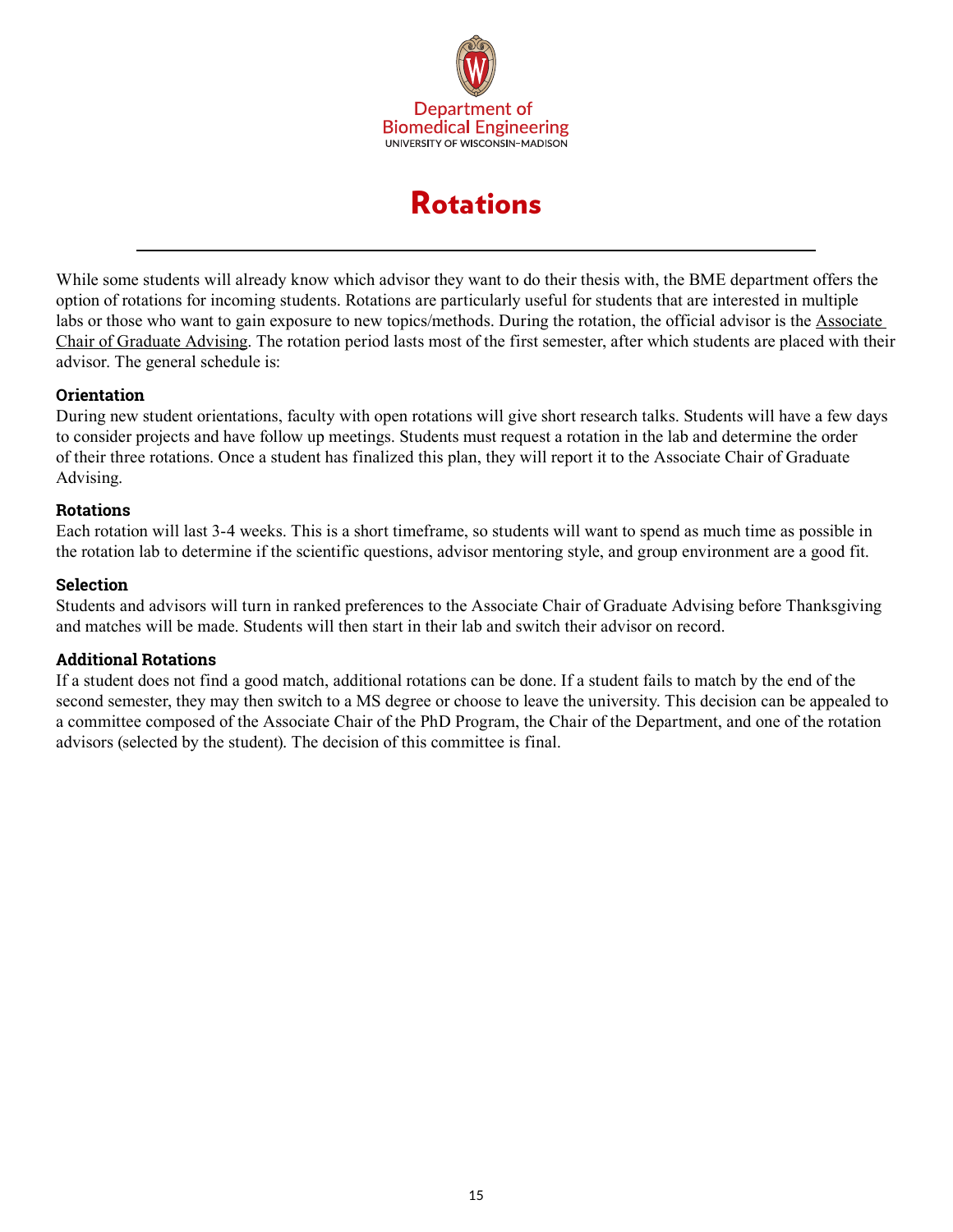Department of
Biomedical Engineering
UNIVERSITY OF WISCONSIN–MADISON

# Rotations

While some students will already know which advisor they want to do their thesis with, the BME department offers the option of rotations for incoming students. Rotations are particularly useful for students that are interested in multiple labs or those who want to gain exposure to new topics/methods. During the rotation, the official advisor is the Associate Chair of Graduate Advising. The rotation period lasts most of the first semester, after which students are placed with their advisor. The general schedule is:

**Orientation**

During new student orientations, faculty with open rotations will give short research talks. Students will have a few days to consider projects and have follow up meetings. Students must request a rotation in the lab and determine the order of their three rotations. Once a student has finalized this plan, they will report it to the Associate Chair of Graduate Advising.

**Rotations**

Each rotation will last 3-4 weeks. This is a short timeframe, so students will want to spend as much time as possible in the rotation lab to determine if the scientific questions, advisor mentoring style, and group environment are a good fit.

**Selection**

Students and advisors will turn in ranked preferences to the Associate Chair of Graduate Advising before Thanksgiving and matches will be made. Students will then start in their lab and switch their advisor on record.

**Additional Rotations**

If a student does not find a good match, additional rotations can be done. If a student fails to match by the end of the second semester, they may then switch to a MS degree or choose to leave the university. This decision can be appealed to a committee composed of the Associate Chair of the PhD Program, the Chair of the Department, and one of the rotation advisors (selected by the student). The decision of this committee is final.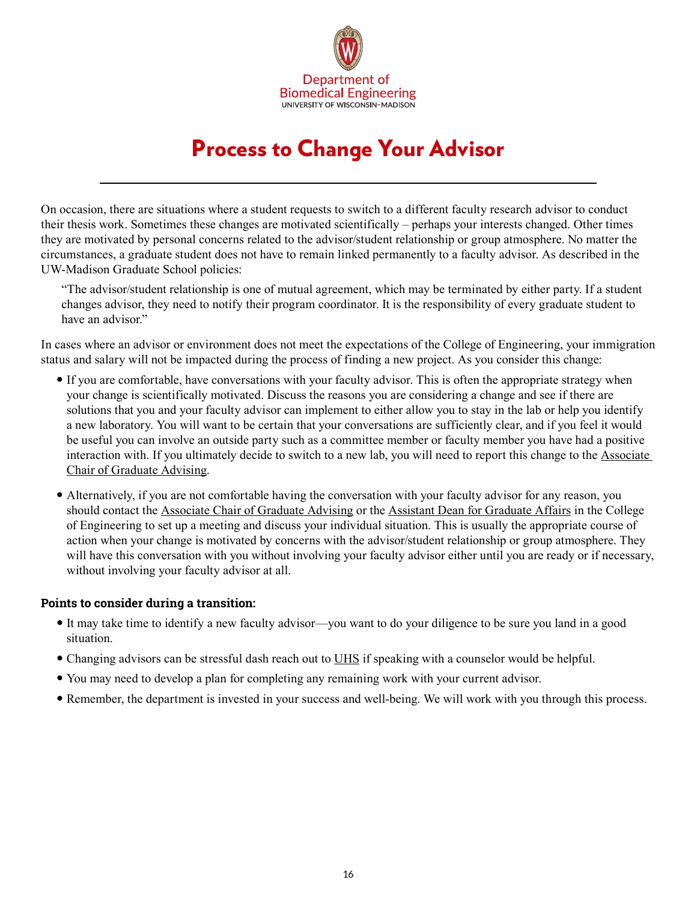Department of
Biomedical Engineering
UNIVERSITY OF WISCONSIN–MADISON

# Process to Change Your Advisor

On occasion, there are situations where a student requests to switch to a different faculty research advisor to conduct their thesis work. Sometimes these changes are motivated scientifically – perhaps your interests changed. Other times they are motivated by personal concerns related to the advisor/student relationship or group atmosphere. No matter the circumstances, a graduate student does not have to remain linked permanently to a faculty advisor. As described in the UW-Madison Graduate School policies:

> "The advisor/student relationship is one of mutual agreement, which may be terminated by either party. If a student changes advisor, they need to notify their program coordinator. It is the responsibility of every graduate student to have an advisor."

In cases where an advisor or environment does not meet the expectations of the College of Engineering, your immigration status and salary will not be impacted during the process of finding a new project. As you consider this change:

- If you are comfortable, have conversations with your faculty advisor. This is often the appropriate strategy when your change is scientifically motivated. Discuss the reasons you are considering a change and see if there are solutions that you and your faculty advisor can implement to either allow you to stay in the lab or help you identify a new laboratory. You will want to be certain that your conversations are sufficiently clear, and if you feel it would be useful you can involve an outside party such as a committee member or faculty member you have had a positive interaction with. If you ultimately decide to switch to a new lab, you will need to report this change to the Associate Chair of Graduate Advising.

- Alternatively, if you are not comfortable having the conversation with your faculty advisor for any reason, you should contact the Associate Chair of Graduate Advising or the Assistant Dean for Graduate Affairs in the College of Engineering to set up a meeting and discuss your individual situation. This is usually the appropriate course of action when your change is motivated by concerns with the advisor/student relationship or group atmosphere. They will have this conversation with you without involving your faculty advisor either until you are ready or if necessary, without involving your faculty advisor at all.

**Points to consider during a transition:**

- It may take time to identify a new faculty advisor—you want to do your diligence to be sure you land in a good situation.
- Changing advisors can be stressful dash reach out to UHS if speaking with a counselor would be helpful.
- You may need to develop a plan for completing any remaining work with your current advisor.
- Remember, the department is invested in your success and well-being. We will work with you through this process.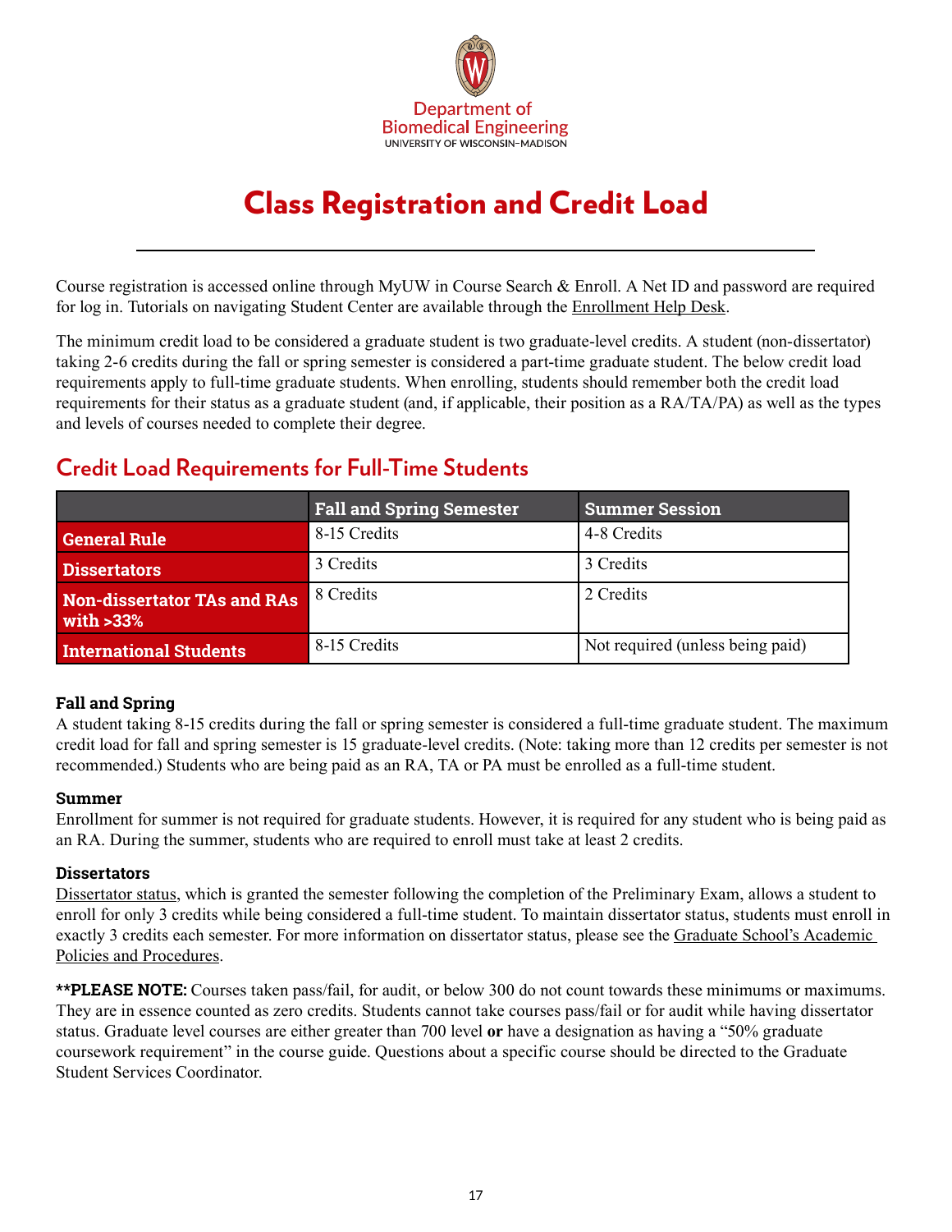Department of Biomedical Engineering
UNIVERSITY OF WISCONSIN–MADISON

# Class Registration and Credit Load

Course registration is accessed online through MyUW in Course Search & Enroll. A Net ID and password are required for log in. Tutorials on navigating Student Center are available through the Enrollment Help Desk.

The minimum credit load to be considered a graduate student is two graduate-level credits. A student (non-dissertator) taking 2-6 credits during the fall or spring semester is considered a part-time graduate student. The below credit load requirements apply to full-time graduate students. When enrolling, students should remember both the credit load requirements for their status as a graduate student (and, if applicable, their position as a RA/TA/PA) as well as the types and levels of courses needed to complete their degree.

## Credit Load Requirements for Full-Time Students

| | Fall and Spring Semester | Summer Session |
|---|---|---|
| **General Rule** | 8-15 Credits | 4-8 Credits |
| **Dissertators** | 3 Credits | 3 Credits |
| **Non-dissertator TAs and RAs with >33%** | 8 Credits | 2 Credits |
| **International Students** | 8-15 Credits | Not required (unless being paid) |

### Fall and Spring

A student taking 8-15 credits during the fall or spring semester is considered a full-time graduate student. The maximum credit load for fall and spring semester is 15 graduate-level credits. (Note: taking more than 12 credits per semester is not recommended.) Students who are being paid as an RA, TA or PA must be enrolled as a full-time student.

### Summer

Enrollment for summer is not required for graduate students. However, it is required for any student who is being paid as an RA. During the summer, students who are required to enroll must take at least 2 credits.

### Dissertators

Dissertator status, which is granted the semester following the completion of the Preliminary Exam, allows a student to enroll for only 3 credits while being considered a full-time student. To maintain dissertator status, students must enroll in exactly 3 credits each semester. For more information on dissertator status, please see the Graduate School's Academic Policies and Procedures.

****PLEASE NOTE:** Courses taken pass/fail, for audit, or below 300 do not count towards these minimums or maximums. They are in essence counted as zero credits. Students cannot take courses pass/fail or for audit while having dissertator status. Graduate level courses are either greater than 700 level **or** have a designation as having a "50% graduate coursework requirement" in the course guide. Questions about a specific course should be directed to the Graduate Student Services Coordinator.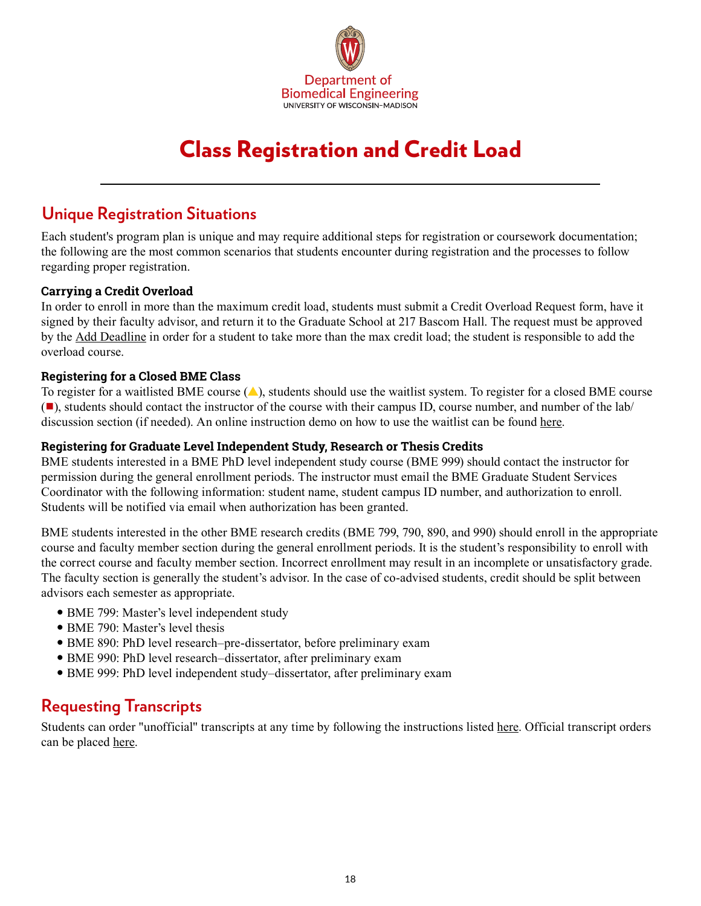Department of Biomedical Engineering
UNIVERSITY OF WISCONSIN–MADISON

# Class Registration and Credit Load

## Unique Registration Situations

Each student's program plan is unique and may require additional steps for registration or coursework documentation; the following are the most common scenarios that students encounter during registration and the processes to follow regarding proper registration.

### Carrying a Credit Overload

In order to enroll in more than the maximum credit load, students must submit a Credit Overload Request form, have it signed by their faculty advisor, and return it to the Graduate School at 217 Bascom Hall. The request must be approved by the Add Deadline in order for a student to take more than the max credit load; the student is responsible to add the overload course.

### Registering for a Closed BME Class

To register for a waitlisted BME course (▲), students should use the waitlist system. To register for a closed BME course (■), students should contact the instructor of the course with their campus ID, course number, and number of the lab/discussion section (if needed). An online instruction demo on how to use the waitlist can be found here.

### Registering for Graduate Level Independent Study, Research or Thesis Credits

BME students interested in a BME PhD level independent study course (BME 999) should contact the instructor for permission during the general enrollment periods. The instructor must email the BME Graduate Student Services Coordinator with the following information: student name, student campus ID number, and authorization to enroll. Students will be notified via email when authorization has been granted.

BME students interested in the other BME research credits (BME 799, 790, 890, and 990) should enroll in the appropriate course and faculty member section during the general enrollment periods. It is the student's responsibility to enroll with the correct course and faculty member section. Incorrect enrollment may result in an incomplete or unsatisfactory grade. The faculty section is generally the student's advisor. In the case of co-advised students, credit should be split between advisors each semester as appropriate.

- BME 799: Master's level independent study
- BME 790: Master's level thesis
- BME 890: PhD level research–pre-dissertator, before preliminary exam
- BME 990: PhD level research–dissertator, after preliminary exam
- BME 999: PhD level independent study–dissertator, after preliminary exam

## Requesting Transcripts

Students can order "unofficial" transcripts at any time by following the instructions listed here. Official transcript orders can be placed here.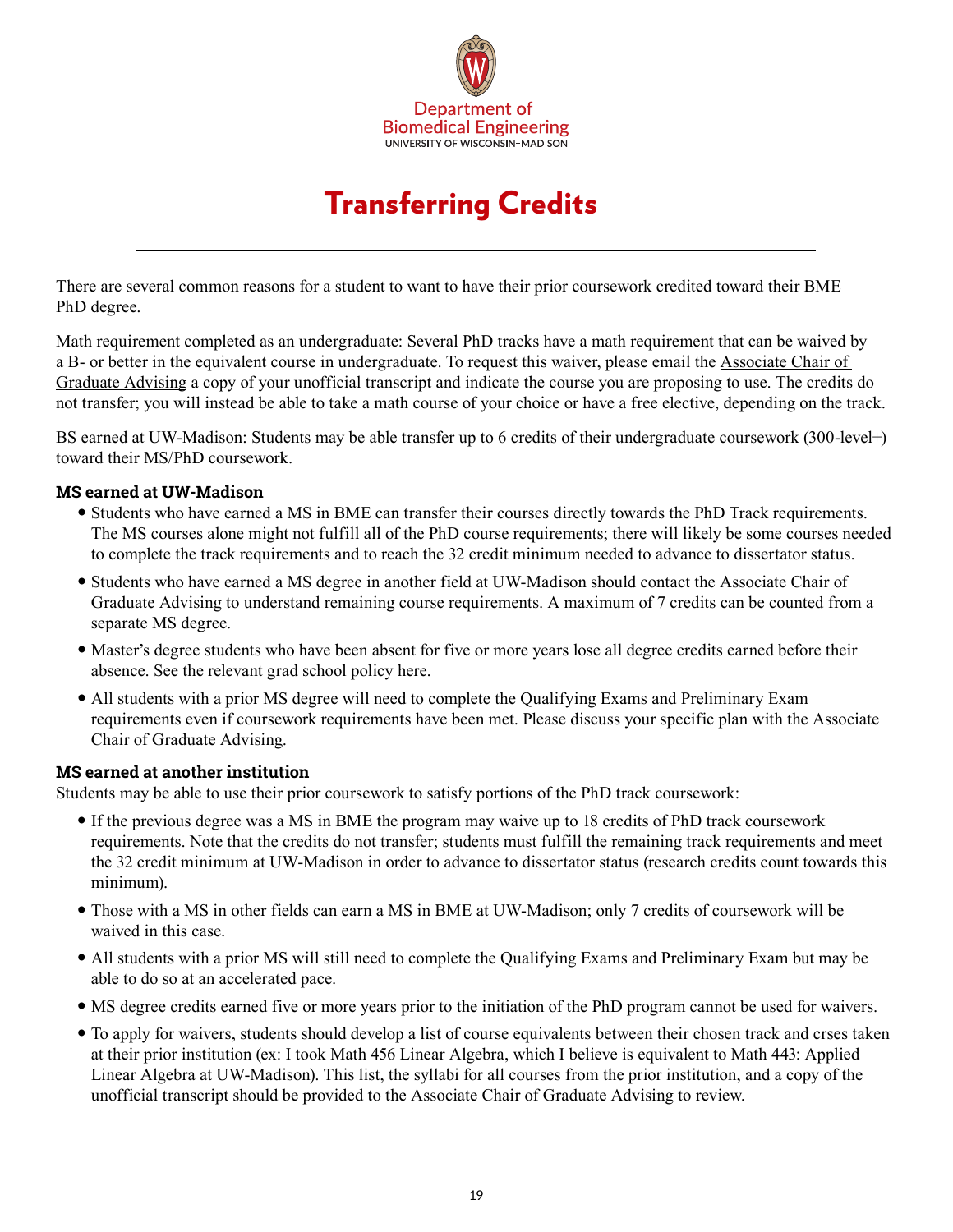# Transferring Credits

There are several common reasons for a student to want to have their prior coursework credited toward their BME PhD degree.

Math requirement completed as an undergraduate: Several PhD tracks have a math requirement that can be waived by a B- or better in the equivalent course in undergraduate. To request this waiver, please email the Associate Chair of Graduate Advising a copy of your unofficial transcript and indicate the course you are proposing to use. The credits do not transfer; you will instead be able to take a math course of your choice or have a free elective, depending on the track.

BS earned at UW-Madison: Students may be able transfer up to 6 credits of their undergraduate coursework (300-level+) toward their MS/PhD coursework.

**MS earned at UW-Madison**

- Students who have earned a MS in BME can transfer their courses directly towards the PhD Track requirements. The MS courses alone might not fulfill all of the PhD course requirements; there will likely be some courses needed to complete the track requirements and to reach the 32 credit minimum needed to advance to dissertator status.
- Students who have earned a MS degree in another field at UW-Madison should contact the Associate Chair of Graduate Advising to understand remaining course requirements. A maximum of 7 credits can be counted from a separate MS degree.
- Master's degree students who have been absent for five or more years lose all degree credits earned before their absence. See the relevant grad school policy here.
- All students with a prior MS degree will need to complete the Qualifying Exams and Preliminary Exam requirements even if coursework requirements have been met. Please discuss your specific plan with the Associate Chair of Graduate Advising.

**MS earned at another institution**

Students may be able to use their prior coursework to satisfy portions of the PhD track coursework:

- If the previous degree was a MS in BME the program may waive up to 18 credits of PhD track coursework requirements. Note that the credits do not transfer; students must fulfill the remaining track requirements and meet the 32 credit minimum at UW-Madison in order to advance to dissertator status (research credits count towards this minimum).
- Those with a MS in other fields can earn a MS in BME at UW-Madison; only 7 credits of coursework will be waived in this case.
- All students with a prior MS will still need to complete the Qualifying Exams and Preliminary Exam but may be able to do so at an accelerated pace.
- MS degree credits earned five or more years prior to the initiation of the PhD program cannot be used for waivers.
- To apply for waivers, students should develop a list of course equivalents between their chosen track and crses taken at their prior institution (ex: I took Math 456 Linear Algebra, which I believe is equivalent to Math 443: Applied Linear Algebra at UW-Madison). This list, the syllabi for all courses from the prior institution, and a copy of the unofficial transcript should be provided to the Associate Chair of Graduate Advising to review.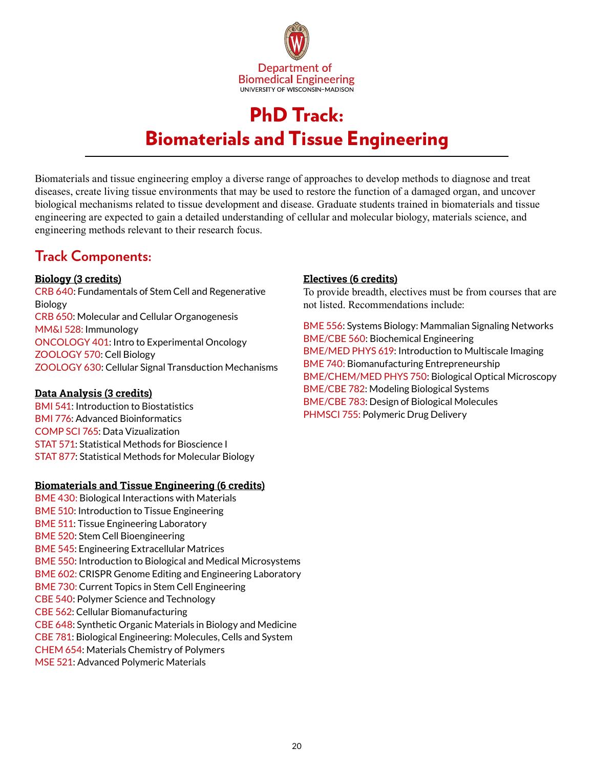Department of
Biomedical Engineering
UNIVERSITY OF WISCONSIN–MADISON

# PhD Track: Biomaterials and Tissue Engineering

Biomaterials and tissue engineering employ a diverse range of approaches to develop methods to diagnose and treat diseases, create living tissue environments that may be used to restore the function of a damaged organ, and uncover biological mechanisms related to tissue development and disease. Graduate students trained in biomaterials and tissue engineering are expected to gain a detailed understanding of cellular and molecular biology, materials science, and engineering methods relevant to their research focus.

## Track Components:

### Biology (3 credits)

CRB 640: Fundamentals of Stem Cell and Regenerative Biology
CRB 650: Molecular and Cellular Organogenesis
MM&I 528: Immunology
ONCOLOGY 401: Intro to Experimental Oncology
ZOOLOGY 570: Cell Biology
ZOOLOGY 630: Cellular Signal Transduction Mechanisms

### Data Analysis (3 credits)

BMI 541: Introduction to Biostatistics
BMI 776: Advanced Bioinformatics
COMP SCI 765: Data Vizualization
STAT 571: Statistical Methods for Bioscience I
STAT 877: Statistical Methods for Molecular Biology

### Biomaterials and Tissue Engineering (6 credits)

BME 430: Biological Interactions with Materials
BME 510: Introduction to Tissue Engineering
BME 511: Tissue Engineering Laboratory
BME 520: Stem Cell Bioengineering
BME 545: Engineering Extracellular Matrices
BME 550: Introduction to Biological and Medical Microsystems
BME 602: CRISPR Genome Editing and Engineering Laboratory
BME 730: Current Topics in Stem Cell Engineering
CBE 540: Polymer Science and Technology
CBE 562: Cellular Biomanufacturing
CBE 648: Synthetic Organic Materials in Biology and Medicine
CBE 781: Biological Engineering: Molecules, Cells and System
CHEM 654: Materials Chemistry of Polymers
MSE 521: Advanced Polymeric Materials

### Electives (6 credits)

To provide breadth, electives must be from courses that are not listed. Recommendations include:

BME 556: Systems Biology: Mammalian Signaling Networks
BME/CBE 560: Biochemical Engineering
BME/MED PHYS 619: Introduction to Multiscale Imaging
BME 740: Biomanufacturing Entrepreneurship
BME/CHEM/MED PHYS 750: Biological Optical Microscopy
BME/CBE 782: Modeling Biological Systems
BME/CBE 783: Design of Biological Molecules
PHMSCI 755: Polymeric Drug Delivery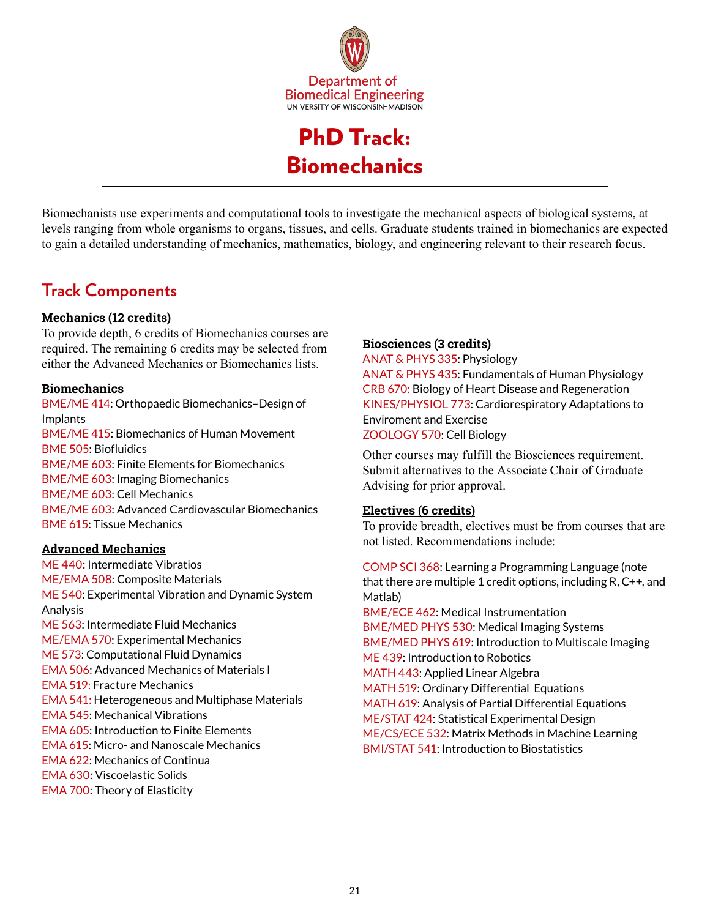Department of Biomedical Engineering
UNIVERSITY OF WISCONSIN–MADISON

# PhD Track: Biomechanics

Biomechanists use experiments and computational tools to investigate the mechanical aspects of biological systems, at levels ranging from whole organisms to organs, tissues, and cells. Graduate students trained in biomechanics are expected to gain a detailed understanding of mechanics, mathematics, biology, and engineering relevant to their research focus.

## Track Components

**Mechanics (12 credits)**

To provide depth, 6 credits of Biomechanics courses are required. The remaining 6 credits may be selected from either the Advanced Mechanics or Biomechanics lists.

**Biomechanics**

BME/ME 414: Orthopaedic Biomechanics–Design of Implants
BME/ME 415: Biomechanics of Human Movement
BME 505: Biofluidics
BME/ME 603: Finite Elements for Biomechanics
BME/ME 603: Imaging Biomechanics
BME/ME 603: Cell Mechanics
BME/ME 603: Advanced Cardiovascular Biomechanics
BME 615: Tissue Mechanics

**Advanced Mechanics**

ME 440: Intermediate Vibratios
ME/EMA 508: Composite Materials
ME 540: Experimental Vibration and Dynamic System Analysis
ME 563: Intermediate Fluid Mechanics
ME/EMA 570: Experimental Mechanics
ME 573: Computational Fluid Dynamics
EMA 506: Advanced Mechanics of Materials I
EMA 519: Fracture Mechanics
EMA 541: Heterogeneous and Multiphase Materials
EMA 545: Mechanical Vibrations
EMA 605: Introduction to Finite Elements
EMA 615: Micro- and Nanoscale Mechanics
EMA 622: Mechanics of Continua
EMA 630: Viscoelastic Solids
EMA 700: Theory of Elasticity

**Biosciences (3 credits)**

ANAT & PHYS 335: Physiology
ANAT & PHYS 435: Fundamentals of Human Physiology
CRB 670: Biology of Heart Disease and Regeneration
KINES/PHYSIOL 773: Cardiorespiratory Adaptations to Enviroment and Exercise
ZOOLOGY 570: Cell Biology

Other courses may fulfill the Biosciences requirement. Submit alternatives to the Associate Chair of Graduate Advising for prior approval.

**Electives (6 credits)**

To provide breadth, electives must be from courses that are not listed. Recommendations include:

COMP SCI 368: Learning a Programming Language (note that there are multiple 1 credit options, including R, C++, and Matlab)
BME/ECE 462: Medical Instrumentation
BME/MED PHYS 530: Medical Imaging Systems
BME/MED PHYS 619: Introduction to Multiscale Imaging
ME 439: Introduction to Robotics
MATH 443: Applied Linear Algebra
MATH 519: Ordinary Differential Equations
MATH 619: Analysis of Partial Differential Equations
ME/STAT 424: Statistical Experimental Design
ME/CS/ECE 532: Matrix Methods in Machine Learning
BMI/STAT 541: Introduction to Biostatistics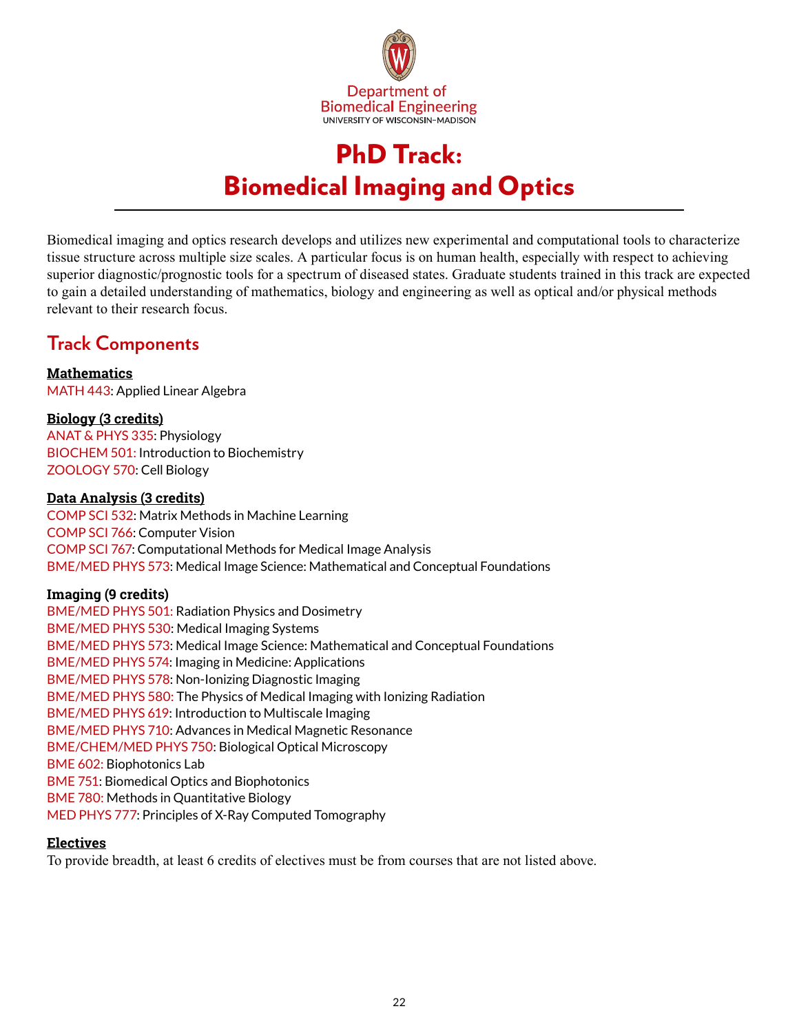Department of
Biomedical Engineering
UNIVERSITY OF WISCONSIN–MADISON

# PhD Track: Biomedical Imaging and Optics

Biomedical imaging and optics research develops and utilizes new experimental and computational tools to characterize tissue structure across multiple size scales. A particular focus is on human health, especially with respect to achieving superior diagnostic/prognostic tools for a spectrum of diseased states. Graduate students trained in this track are expected to gain a detailed understanding of mathematics, biology and engineering as well as optical and/or physical methods relevant to their research focus.

## Track Components

**Mathematics**

MATH 443: Applied Linear Algebra

**Biology (3 credits)**

ANAT & PHYS 335: Physiology
BIOCHEM 501: Introduction to Biochemistry
ZOOLOGY 570: Cell Biology

**Data Analysis (3 credits)**

COMP SCI 532: Matrix Methods in Machine Learning
COMP SCI 766: Computer Vision
COMP SCI 767: Computational Methods for Medical Image Analysis
BME/MED PHYS 573: Medical Image Science: Mathematical and Conceptual Foundations

**Imaging (9 credits)**

BME/MED PHYS 501: Radiation Physics and Dosimetry
BME/MED PHYS 530: Medical Imaging Systems
BME/MED PHYS 573: Medical Image Science: Mathematical and Conceptual Foundations
BME/MED PHYS 574: Imaging in Medicine: Applications
BME/MED PHYS 578: Non-Ionizing Diagnostic Imaging
BME/MED PHYS 580: The Physics of Medical Imaging with Ionizing Radiation
BME/MED PHYS 619: Introduction to Multiscale Imaging
BME/MED PHYS 710: Advances in Medical Magnetic Resonance
BME/CHEM/MED PHYS 750: Biological Optical Microscopy
BME 602: Biophotonics Lab
BME 751: Biomedical Optics and Biophotonics
BME 780: Methods in Quantitative Biology
MED PHYS 777: Principles of X-Ray Computed Tomography

**Electives**

To provide breadth, at least 6 credits of electives must be from courses that are not listed above.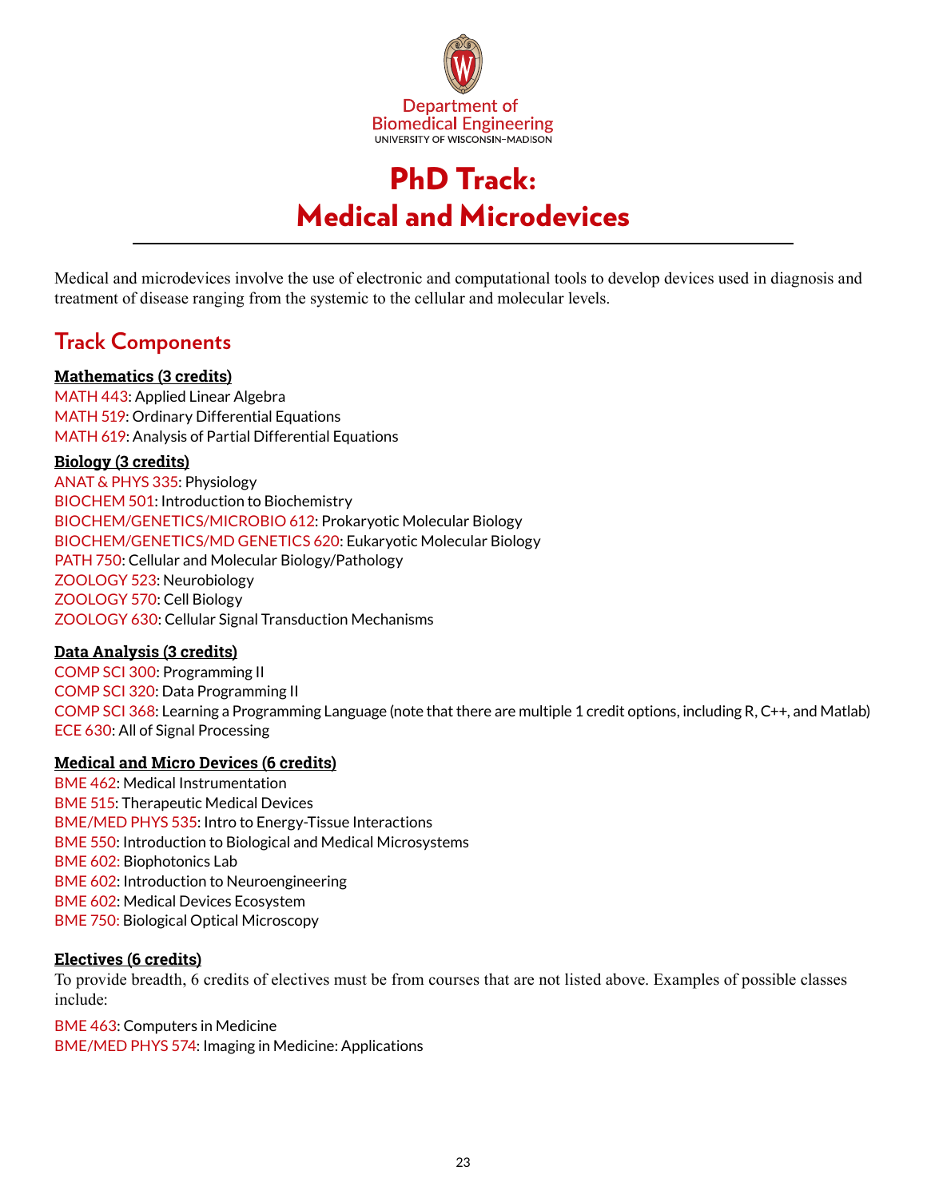Department of
Biomedical Engineering
UNIVERSITY OF WISCONSIN–MADISON

# PhD Track: Medical and Microdevices

Medical and microdevices involve the use of electronic and computational tools to develop devices used in diagnosis and treatment of disease ranging from the systemic to the cellular and molecular levels.

## Track Components

**Mathematics (3 credits)**

MATH 443: Applied Linear Algebra
MATH 519: Ordinary Differential Equations
MATH 619: Analysis of Partial Differential Equations

**Biology (3 credits)**

ANAT & PHYS 335: Physiology
BIOCHEM 501: Introduction to Biochemistry
BIOCHEM/GENETICS/MICROBIO 612: Prokaryotic Molecular Biology
BIOCHEM/GENETICS/MD GENETICS 620: Eukaryotic Molecular Biology
PATH 750: Cellular and Molecular Biology/Pathology
ZOOLOGY 523: Neurobiology
ZOOLOGY 570: Cell Biology
ZOOLOGY 630: Cellular Signal Transduction Mechanisms

**Data Analysis (3 credits)**

COMP SCI 300: Programming II
COMP SCI 320: Data Programming II
COMP SCI 368: Learning a Programming Language (note that there are multiple 1 credit options, including R, C++, and Matlab)
ECE 630: All of Signal Processing

**Medical and Micro Devices (6 credits)**

BME 462: Medical Instrumentation
BME 515: Therapeutic Medical Devices
BME/MED PHYS 535: Intro to Energy-Tissue Interactions
BME 550: Introduction to Biological and Medical Microsystems
BME 602: Biophotonics Lab
BME 602: Introduction to Neuroengineering
BME 602: Medical Devices Ecosystem
BME 750: Biological Optical Microscopy

**Electives (6 credits)**

To provide breadth, 6 credits of electives must be from courses that are not listed above. Examples of possible classes include:

BME 463: Computers in Medicine
BME/MED PHYS 574: Imaging in Medicine: Applications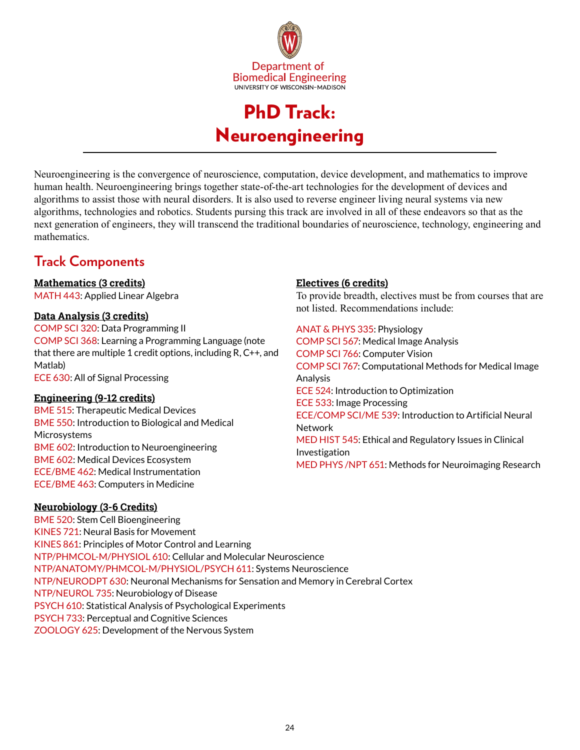Department of
Biomedical Engineering
UNIVERSITY OF WISCONSIN–MADISON

# PhD Track: Neuroengineering

Neuroengineering is the convergence of neuroscience, computation, device development, and mathematics to improve human health. Neuroengineering brings together state-of-the-art technologies for the development of devices and algorithms to assist those with neural disorders. It is also used to reverse engineer living neural systems via new algorithms, technologies and robotics. Students pursing this track are involved in all of these endeavors so that as the next generation of engineers, they will transcend the traditional boundaries of neuroscience, technology, engineering and mathematics.

## Track Components

**Mathematics (3 credits)**

MATH 443: Applied Linear Algebra

**Data Analysis (3 credits)**

COMP SCI 320: Data Programming II
COMP SCI 368: Learning a Programming Language (note that there are multiple 1 credit options, including R, C++, and Matlab)
ECE 630: All of Signal Processing

**Engineering (9-12 credits)**

BME 515: Therapeutic Medical Devices
BME 550: Introduction to Biological and Medical Microsystems
BME 602: Introduction to Neuroengineering
BME 602: Medical Devices Ecosystem
ECE/BME 462: Medical Instrumentation
ECE/BME 463: Computers in Medicine

**Neurobiology (3-6 Credits)**

BME 520: Stem Cell Bioengineering
KINES 721: Neural Basis for Movement
KINES 861: Principles of Motor Control and Learning
NTP/PHMCOL-M/PHYSIOL 610: Cellular and Molecular Neuroscience
NTP/ANATOMY/PHMCOL-M/PHYSIOL/PSYCH 611: Systems Neuroscience
NTP/NEURODPT 630: Neuronal Mechanisms for Sensation and Memory in Cerebral Cortex
NTP/NEUROL 735: Neurobiology of Disease
PSYCH 610: Statistical Analysis of Psychological Experiments
PSYCH 733: Perceptual and Cognitive Sciences
ZOOLOGY 625: Development of the Nervous System

**Electives (6 credits)**

To provide breadth, electives must be from courses that are not listed. Recommendations include:

ANAT & PHYS 335: Physiology
COMP SCI 567: Medical Image Analysis
COMP SCI 766: Computer Vision
COMP SCI 767: Computational Methods for Medical Image Analysis
ECE 524: Introduction to Optimization
ECE 533: Image Processing
ECE/COMP SCI/ME 539: Introduction to Artificial Neural Network
MED HIST 545: Ethical and Regulatory Issues in Clinical Investigation
MED PHYS /NPT 651: Methods for Neuroimaging Research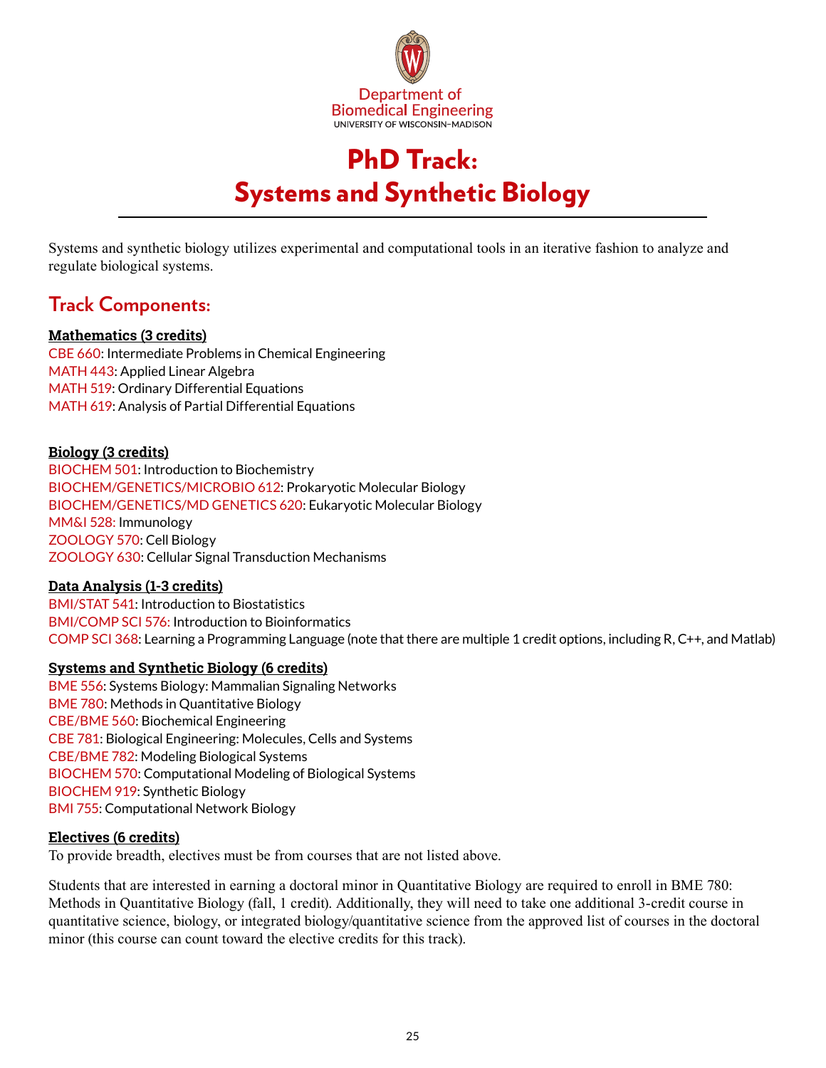Department of Biomedical Engineering
UNIVERSITY OF WISCONSIN–MADISON

# PhD Track: Systems and Synthetic Biology

Systems and synthetic biology utilizes experimental and computational tools in an iterative fashion to analyze and regulate biological systems.

## Track Components:

**Mathematics (3 credits)**

CBE 660: Intermediate Problems in Chemical Engineering
MATH 443: Applied Linear Algebra
MATH 519: Ordinary Differential Equations
MATH 619: Analysis of Partial Differential Equations

**Biology (3 credits)**

BIOCHEM 501: Introduction to Biochemistry
BIOCHEM/GENETICS/MICROBIO 612: Prokaryotic Molecular Biology
BIOCHEM/GENETICS/MD GENETICS 620: Eukaryotic Molecular Biology
MM&I 528: Immunology
ZOOLOGY 570: Cell Biology
ZOOLOGY 630: Cellular Signal Transduction Mechanisms

**Data Analysis (1-3 credits)**

BMI/STAT 541: Introduction to Biostatistics
BMI/COMP SCI 576: Introduction to Bioinformatics
COMP SCI 368: Learning a Programming Language (note that there are multiple 1 credit options, including R, C++, and Matlab)

**Systems and Synthetic Biology (6 credits)**

BME 556: Systems Biology: Mammalian Signaling Networks
BME 780: Methods in Quantitative Biology
CBE/BME 560: Biochemical Engineering
CBE 781: Biological Engineering: Molecules, Cells and Systems
CBE/BME 782: Modeling Biological Systems
BIOCHEM 570: Computational Modeling of Biological Systems
BIOCHEM 919: Synthetic Biology
BMI 755: Computational Network Biology

**Electives (6 credits)**

To provide breadth, electives must be from courses that are not listed above.

Students that are interested in earning a doctoral minor in Quantitative Biology are required to enroll in BME 780: Methods in Quantitative Biology (fall, 1 credit). Additionally, they will need to take one additional 3-credit course in quantitative science, biology, or integrated biology/quantitative science from the approved list of courses in the doctoral minor (this course can count toward the elective credits for this track).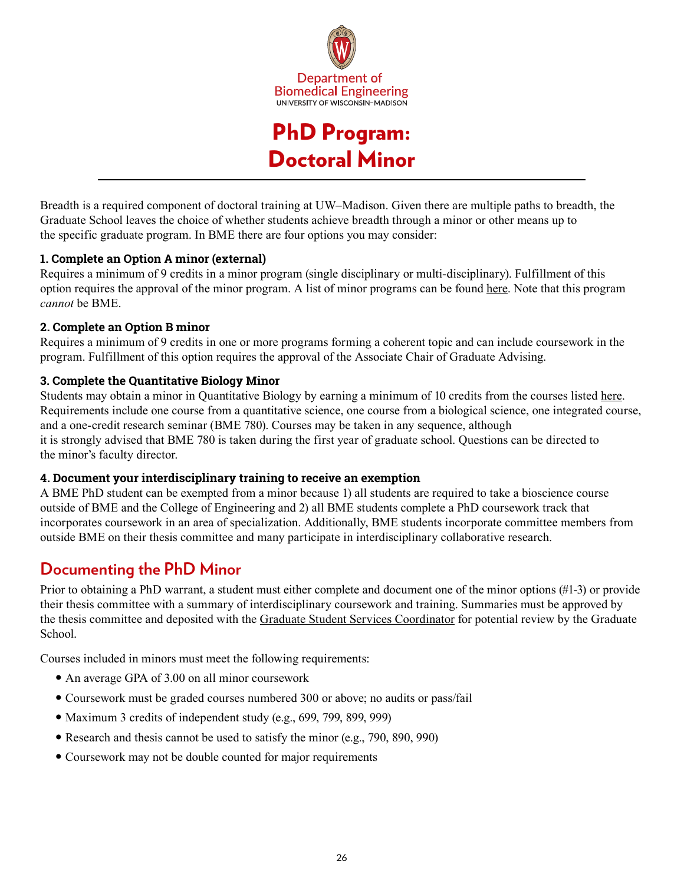Department of
Biomedical Engineering
UNIVERSITY OF WISCONSIN–MADISON

# PhD Program: Doctoral Minor

Breadth is a required component of doctoral training at UW–Madison. Given there are multiple paths to breadth, the Graduate School leaves the choice of whether students achieve breadth through a minor or other means up to the specific graduate program. In BME there are four options you may consider:

**1. Complete an Option A minor (external)**

Requires a minimum of 9 credits in a minor program (single disciplinary or multi-disciplinary). Fulfillment of this option requires the approval of the minor program. A list of minor programs can be found here. Note that this program *cannot* be BME.

**2. Complete an Option B minor**

Requires a minimum of 9 credits in one or more programs forming a coherent topic and can include coursework in the program. Fulfillment of this option requires the approval of the Associate Chair of Graduate Advising.

**3. Complete the Quantitative Biology Minor**

Students may obtain a minor in Quantitative Biology by earning a minimum of 10 credits from the courses listed here. Requirements include one course from a quantitative science, one course from a biological science, one integrated course, and a one-credit research seminar (BME 780). Courses may be taken in any sequence, although it is strongly advised that BME 780 is taken during the first year of graduate school. Questions can be directed to the minor's faculty director.

**4. Document your interdisciplinary training to receive an exemption**

A BME PhD student can be exempted from a minor because 1) all students are required to take a bioscience course outside of BME and the College of Engineering and 2) all BME students complete a PhD coursework track that incorporates coursework in an area of specialization. Additionally, BME students incorporate committee members from outside BME on their thesis committee and many participate in interdisciplinary collaborative research.

## Documenting the PhD Minor

Prior to obtaining a PhD warrant, a student must either complete and document one of the minor options (#1-3) or provide their thesis committee with a summary of interdisciplinary coursework and training. Summaries must be approved by the thesis committee and deposited with the Graduate Student Services Coordinator for potential review by the Graduate School.

Courses included in minors must meet the following requirements:

- An average GPA of 3.00 on all minor coursework
- Coursework must be graded courses numbered 300 or above; no audits or pass/fail
- Maximum 3 credits of independent study (e.g., 699, 799, 899, 999)
- Research and thesis cannot be used to satisfy the minor (e.g., 790, 890, 990)
- Coursework may not be double counted for major requirements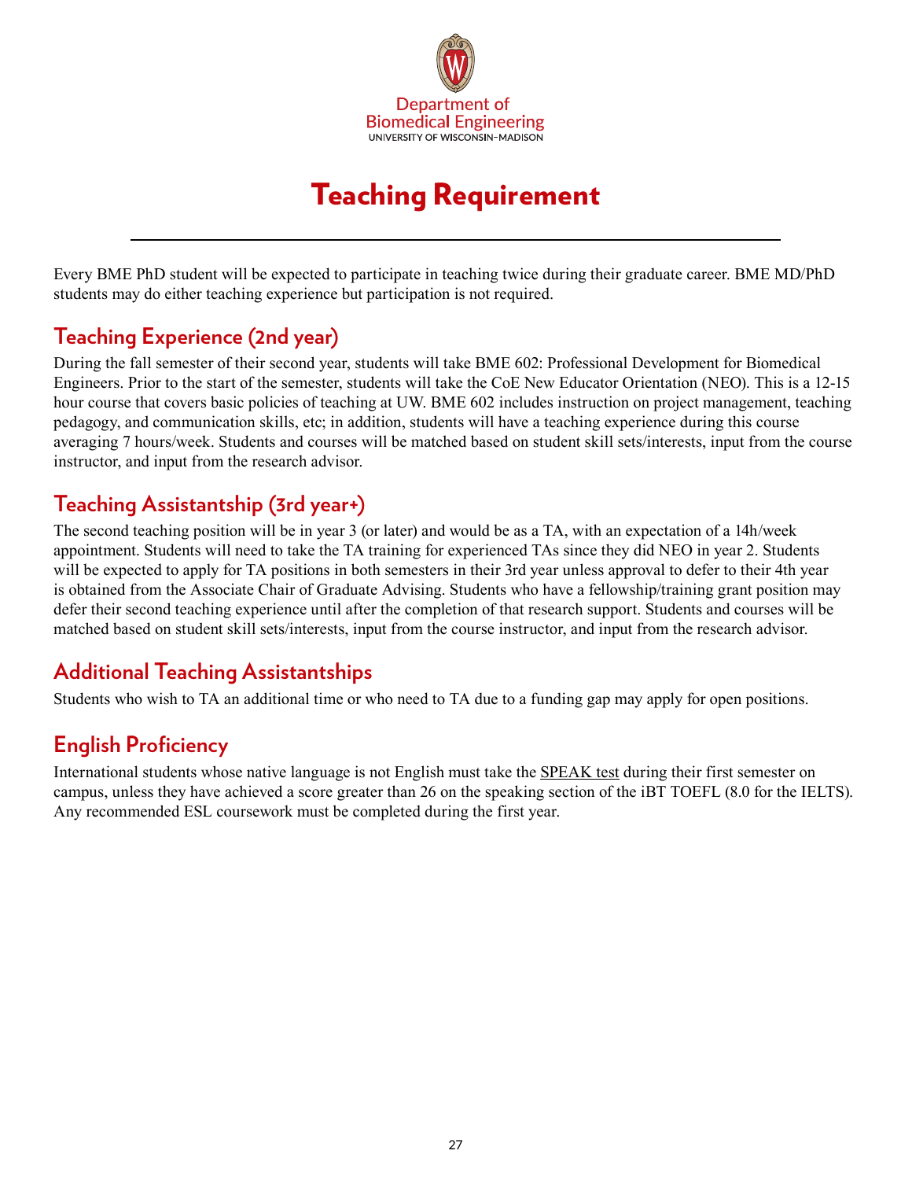Department of
Biomedical Engineering
UNIVERSITY OF WISCONSIN–MADISON

# Teaching Requirement

Every BME PhD student will be expected to participate in teaching twice during their graduate career. BME MD/PhD students may do either teaching experience but participation is not required.

## Teaching Experience (2nd year)

During the fall semester of their second year, students will take BME 602: Professional Development for Biomedical Engineers. Prior to the start of the semester, students will take the CoE New Educator Orientation (NEO). This is a 12-15 hour course that covers basic policies of teaching at UW. BME 602 includes instruction on project management, teaching pedagogy, and communication skills, etc; in addition, students will have a teaching experience during this course averaging 7 hours/week. Students and courses will be matched based on student skill sets/interests, input from the course instructor, and input from the research advisor.

## Teaching Assistantship (3rd year+)

The second teaching position will be in year 3 (or later) and would be as a TA, with an expectation of a 14h/week appointment. Students will need to take the TA training for experienced TAs since they did NEO in year 2. Students will be expected to apply for TA positions in both semesters in their 3rd year unless approval to defer to their 4th year is obtained from the Associate Chair of Graduate Advising. Students who have a fellowship/training grant position may defer their second teaching experience until after the completion of that research support. Students and courses will be matched based on student skill sets/interests, input from the course instructor, and input from the research advisor.

## Additional Teaching Assistantships

Students who wish to TA an additional time or who need to TA due to a funding gap may apply for open positions.

## English Proficiency

International students whose native language is not English must take the SPEAK test during their first semester on campus, unless they have achieved a score greater than 26 on the speaking section of the iBT TOEFL (8.0 for the IELTS). Any recommended ESL coursework must be completed during the first year.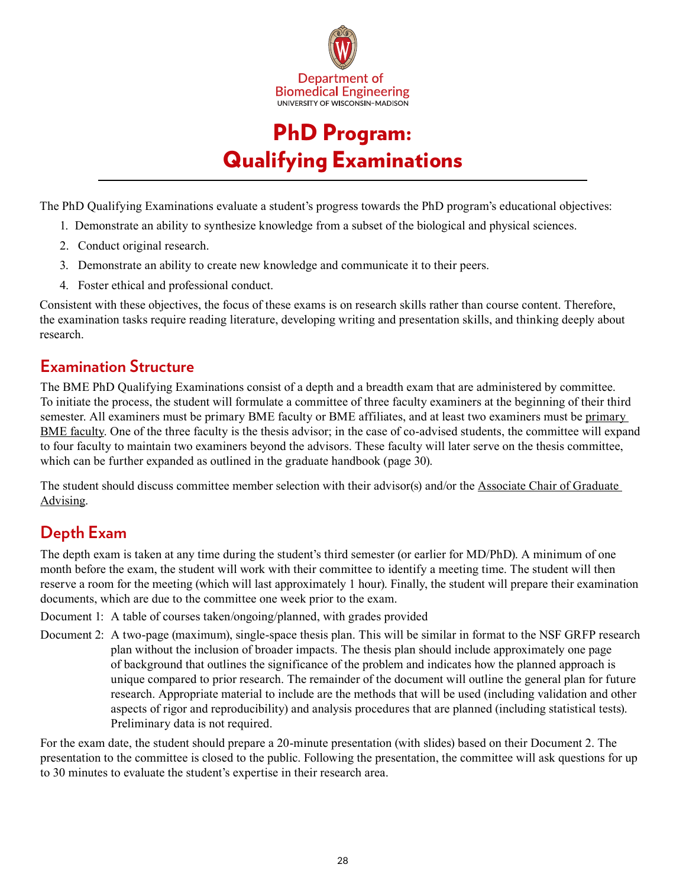Department of
Biomedical Engineering
UNIVERSITY OF WISCONSIN–MADISON

# PhD Program: Qualifying Examinations

The PhD Qualifying Examinations evaluate a student's progress towards the PhD program's educational objectives:

1. Demonstrate an ability to synthesize knowledge from a subset of the biological and physical sciences.
2. Conduct original research.
3. Demonstrate an ability to create new knowledge and communicate it to their peers.
4. Foster ethical and professional conduct.

Consistent with these objectives, the focus of these exams is on research skills rather than course content. Therefore, the examination tasks require reading literature, developing writing and presentation skills, and thinking deeply about research.

## Examination Structure

The BME PhD Qualifying Examinations consist of a depth and a breadth exam that are administered by committee. To initiate the process, the student will formulate a committee of three faculty examiners at the beginning of their third semester. All examiners must be primary BME faculty or BME affiliates, and at least two examiners must be primary BME faculty. One of the three faculty is the thesis advisor; in the case of co-advised students, the committee will expand to four faculty to maintain two examiners beyond the advisors. These faculty will later serve on the thesis committee, which can be further expanded as outlined in the graduate handbook (page 30).

The student should discuss committee member selection with their advisor(s) and/or the Associate Chair of Graduate Advising.

## Depth Exam

The depth exam is taken at any time during the student's third semester (or earlier for MD/PhD). A minimum of one month before the exam, the student will work with their committee to identify a meeting time. The student will then reserve a room for the meeting (which will last approximately 1 hour). Finally, the student will prepare their examination documents, which are due to the committee one week prior to the exam.

Document 1: A table of courses taken/ongoing/planned, with grades provided

Document 2: A two-page (maximum), single-space thesis plan. This will be similar in format to the NSF GRFP research plan without the inclusion of broader impacts. The thesis plan should include approximately one page of background that outlines the significance of the problem and indicates how the planned approach is unique compared to prior research. The remainder of the document will outline the general plan for future research. Appropriate material to include are the methods that will be used (including validation and other aspects of rigor and reproducibility) and analysis procedures that are planned (including statistical tests). Preliminary data is not required.

For the exam date, the student should prepare a 20-minute presentation (with slides) based on their Document 2. The presentation to the committee is closed to the public. Following the presentation, the committee will ask questions for up to 30 minutes to evaluate the student's expertise in their research area.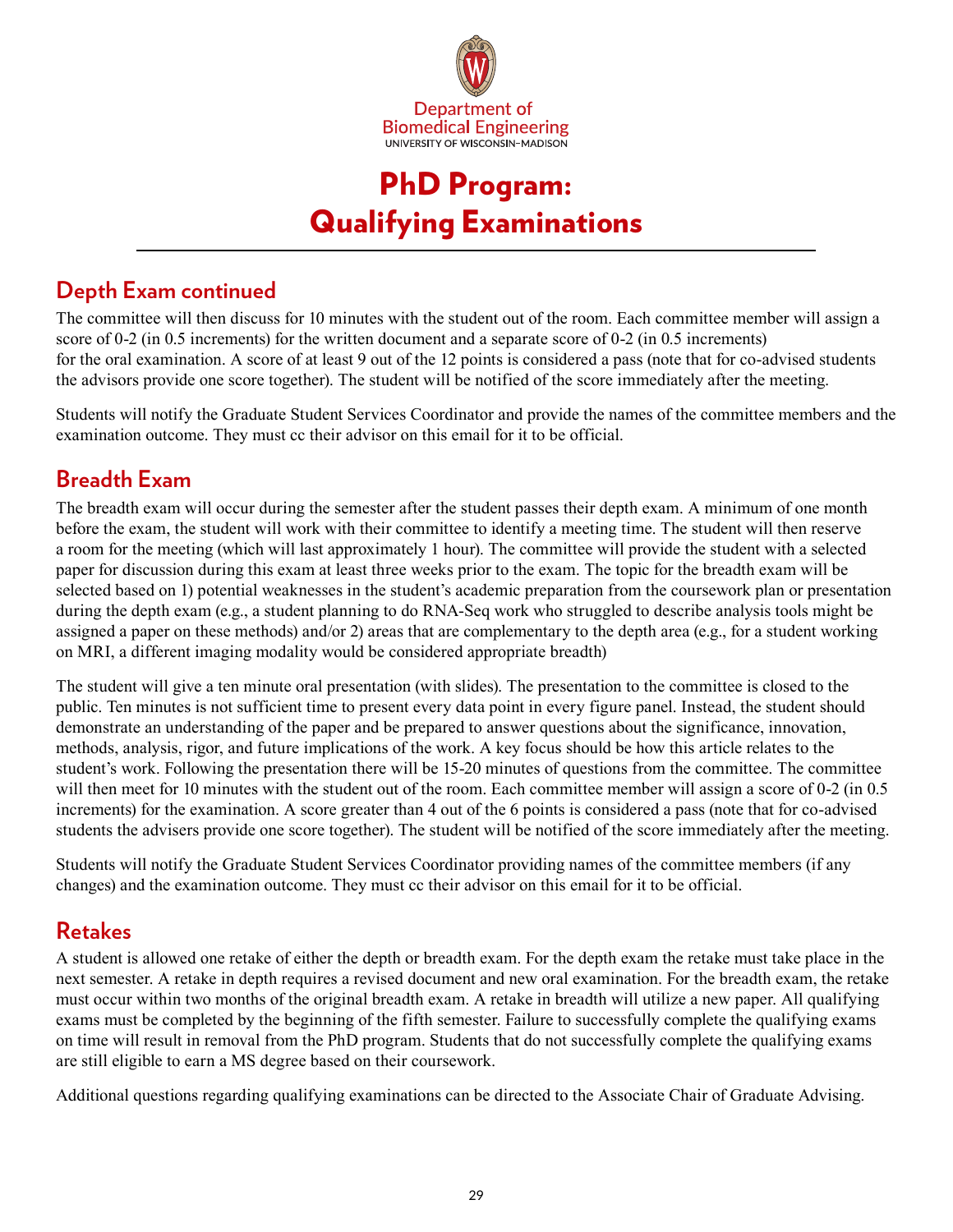# PhD Program: Qualifying Examinations

## Depth Exam continued

The committee will then discuss for 10 minutes with the student out of the room. Each committee member will assign a score of 0-2 (in 0.5 increments) for the written document and a separate score of 0-2 (in 0.5 increments) for the oral examination. A score of at least 9 out of the 12 points is considered a pass (note that for co-advised students the advisors provide one score together). The student will be notified of the score immediately after the meeting.

Students will notify the Graduate Student Services Coordinator and provide the names of the committee members and the examination outcome. They must cc their advisor on this email for it to be official.

## Breadth Exam

The breadth exam will occur during the semester after the student passes their depth exam. A minimum of one month before the exam, the student will work with their committee to identify a meeting time. The student will then reserve a room for the meeting (which will last approximately 1 hour). The committee will provide the student with a selected paper for discussion during this exam at least three weeks prior to the exam. The topic for the breadth exam will be selected based on 1) potential weaknesses in the student's academic preparation from the coursework plan or presentation during the depth exam (e.g., a student planning to do RNA-Seq work who struggled to describe analysis tools might be assigned a paper on these methods) and/or 2) areas that are complementary to the depth area (e.g., for a student working on MRI, a different imaging modality would be considered appropriate breadth)

The student will give a ten minute oral presentation (with slides). The presentation to the committee is closed to the public. Ten minutes is not sufficient time to present every data point in every figure panel. Instead, the student should demonstrate an understanding of the paper and be prepared to answer questions about the significance, innovation, methods, analysis, rigor, and future implications of the work. A key focus should be how this article relates to the student's work. Following the presentation there will be 15-20 minutes of questions from the committee. The committee will then meet for 10 minutes with the student out of the room. Each committee member will assign a score of 0-2 (in 0.5 increments) for the examination. A score greater than 4 out of the 6 points is considered a pass (note that for co-advised students the advisers provide one score together). The student will be notified of the score immediately after the meeting.

Students will notify the Graduate Student Services Coordinator providing names of the committee members (if any changes) and the examination outcome. They must cc their advisor on this email for it to be official.

## Retakes

A student is allowed one retake of either the depth or breadth exam. For the depth exam the retake must take place in the next semester. A retake in depth requires a revised document and new oral examination. For the breadth exam, the retake must occur within two months of the original breadth exam. A retake in breadth will utilize a new paper. All qualifying exams must be completed by the beginning of the fifth semester. Failure to successfully complete the qualifying exams on time will result in removal from the PhD program. Students that do not successfully complete the qualifying exams are still eligible to earn a MS degree based on their coursework.

Additional questions regarding qualifying examinations can be directed to the Associate Chair of Graduate Advising.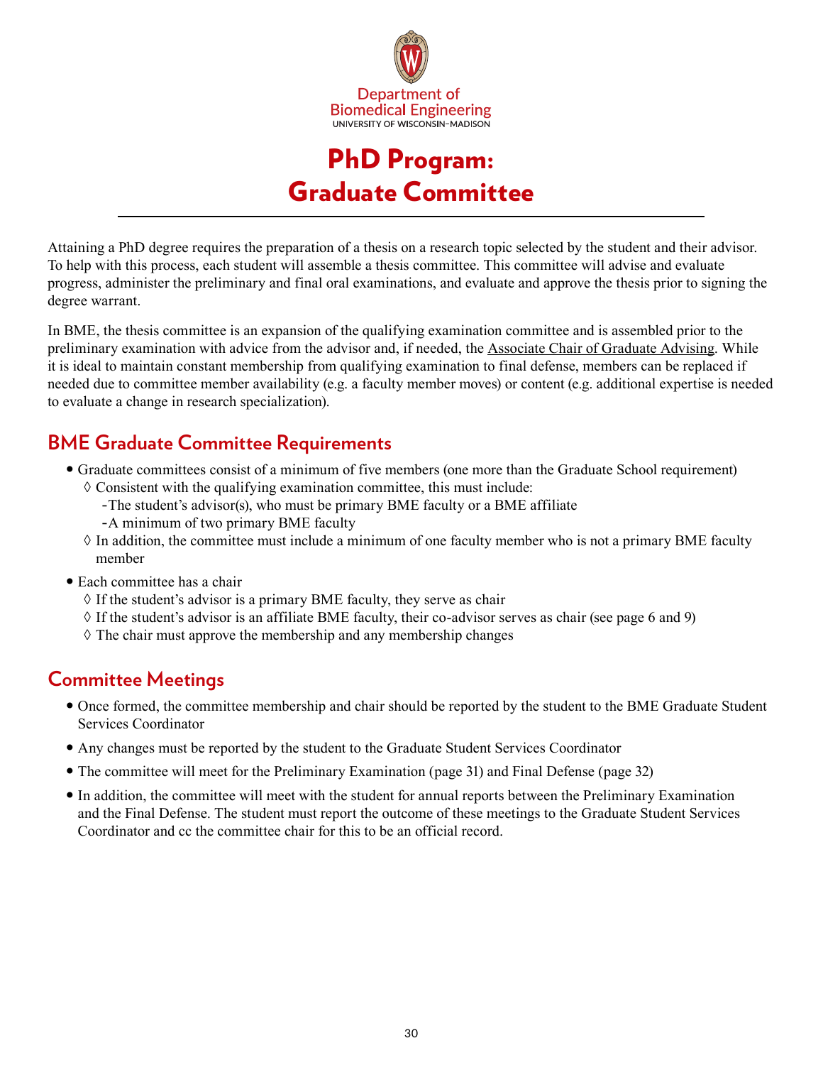Department of
Biomedical Engineering
UNIVERSITY OF WISCONSIN–MADISON

# PhD Program: Graduate Committee

Attaining a PhD degree requires the preparation of a thesis on a research topic selected by the student and their advisor. To help with this process, each student will assemble a thesis committee. This committee will advise and evaluate progress, administer the preliminary and final oral examinations, and evaluate and approve the thesis prior to signing the degree warrant.

In BME, the thesis committee is an expansion of the qualifying examination committee and is assembled prior to the preliminary examination with advice from the advisor and, if needed, the Associate Chair of Graduate Advising. While it is ideal to maintain constant membership from qualifying examination to final defense, members can be replaced if needed due to committee member availability (e.g. a faculty member moves) or content (e.g. additional expertise is needed to evaluate a change in research specialization).

## BME Graduate Committee Requirements

- Graduate committees consist of a minimum of five members (one more than the Graduate School requirement)
  - ◊ Consistent with the qualifying examination committee, this must include:
    - -The student's advisor(s), who must be primary BME faculty or a BME affiliate
    - -A minimum of two primary BME faculty
  - ◊ In addition, the committee must include a minimum of one faculty member who is not a primary BME faculty member
- Each committee has a chair
  - ◊ If the student's advisor is a primary BME faculty, they serve as chair
  - ◊ If the student's advisor is an affiliate BME faculty, their co-advisor serves as chair (see page 6 and 9)
  - ◊ The chair must approve the membership and any membership changes

## Committee Meetings

- Once formed, the committee membership and chair should be reported by the student to the BME Graduate Student Services Coordinator
- Any changes must be reported by the student to the Graduate Student Services Coordinator
- The committee will meet for the Preliminary Examination (page 31) and Final Defense (page 32)
- In addition, the committee will meet with the student for annual reports between the Preliminary Examination and the Final Defense. The student must report the outcome of these meetings to the Graduate Student Services Coordinator and cc the committee chair for this to be an official record.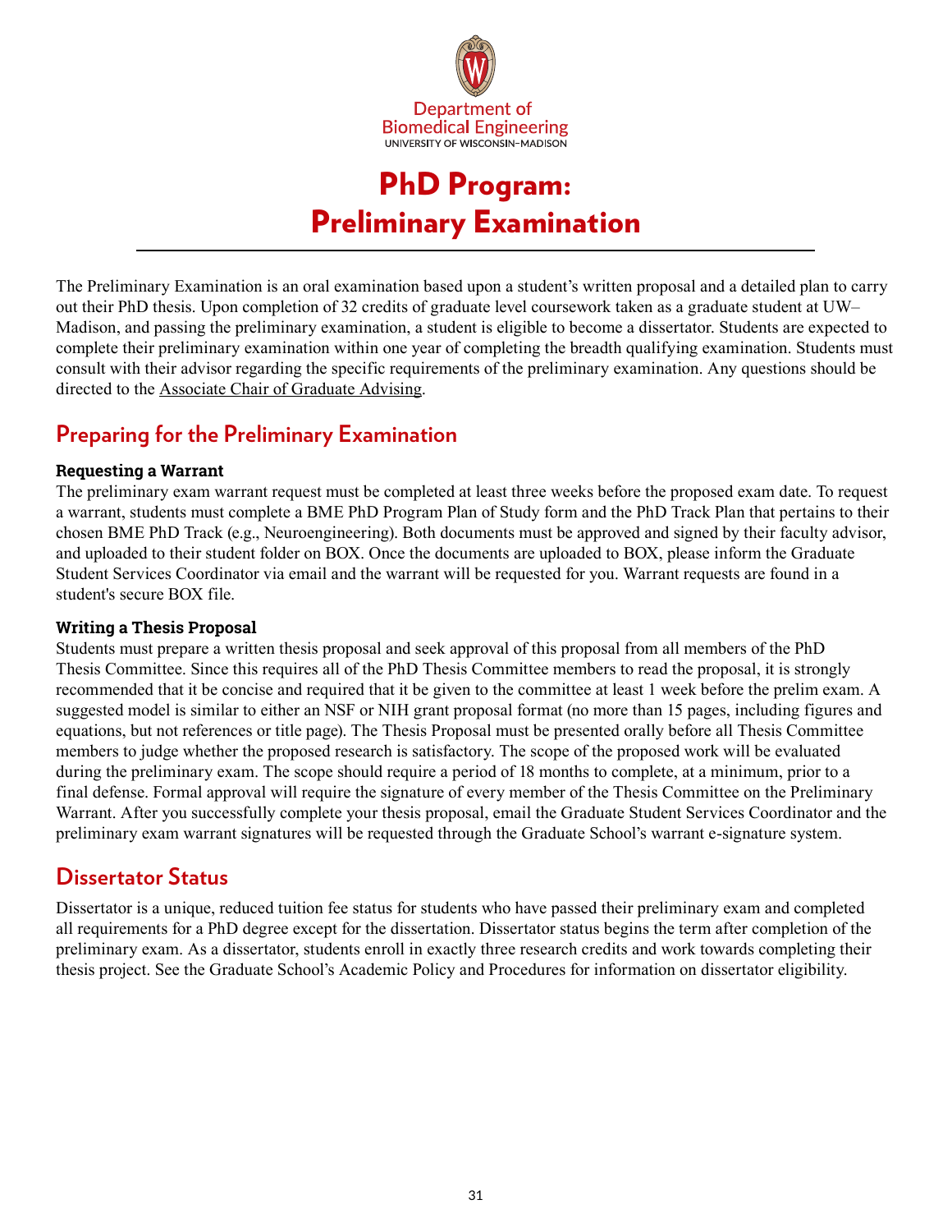Department of
Biomedical Engineering
UNIVERSITY OF WISCONSIN–MADISON

# PhD Program: Preliminary Examination

The Preliminary Examination is an oral examination based upon a student's written proposal and a detailed plan to carry out their PhD thesis. Upon completion of 32 credits of graduate level coursework taken as a graduate student at UW–Madison, and passing the preliminary examination, a student is eligible to become a dissertator. Students are expected to complete their preliminary examination within one year of completing the breadth qualifying examination. Students must consult with their advisor regarding the specific requirements of the preliminary examination. Any questions should be directed to the Associate Chair of Graduate Advising.

## Preparing for the Preliminary Examination

**Requesting a Warrant**

The preliminary exam warrant request must be completed at least three weeks before the proposed exam date. To request a warrant, students must complete a BME PhD Program Plan of Study form and the PhD Track Plan that pertains to their chosen BME PhD Track (e.g., Neuroengineering). Both documents must be approved and signed by their faculty advisor, and uploaded to their student folder on BOX. Once the documents are uploaded to BOX, please inform the Graduate Student Services Coordinator via email and the warrant will be requested for you. Warrant requests are found in a student's secure BOX file.

**Writing a Thesis Proposal**

Students must prepare a written thesis proposal and seek approval of this proposal from all members of the PhD Thesis Committee. Since this requires all of the PhD Thesis Committee members to read the proposal, it is strongly recommended that it be concise and required that it be given to the committee at least 1 week before the prelim exam. A suggested model is similar to either an NSF or NIH grant proposal format (no more than 15 pages, including figures and equations, but not references or title page). The Thesis Proposal must be presented orally before all Thesis Committee members to judge whether the proposed research is satisfactory. The scope of the proposed work will be evaluated during the preliminary exam. The scope should require a period of 18 months to complete, at a minimum, prior to a final defense. Formal approval will require the signature of every member of the Thesis Committee on the Preliminary Warrant. After you successfully complete your thesis proposal, email the Graduate Student Services Coordinator and the preliminary exam warrant signatures will be requested through the Graduate School's warrant e-signature system.

## Dissertator Status

Dissertator is a unique, reduced tuition fee status for students who have passed their preliminary exam and completed all requirements for a PhD degree except for the dissertation. Dissertator status begins the term after completion of the preliminary exam. As a dissertator, students enroll in exactly three research credits and work towards completing their thesis project. See the Graduate School's Academic Policy and Procedures for information on dissertator eligibility.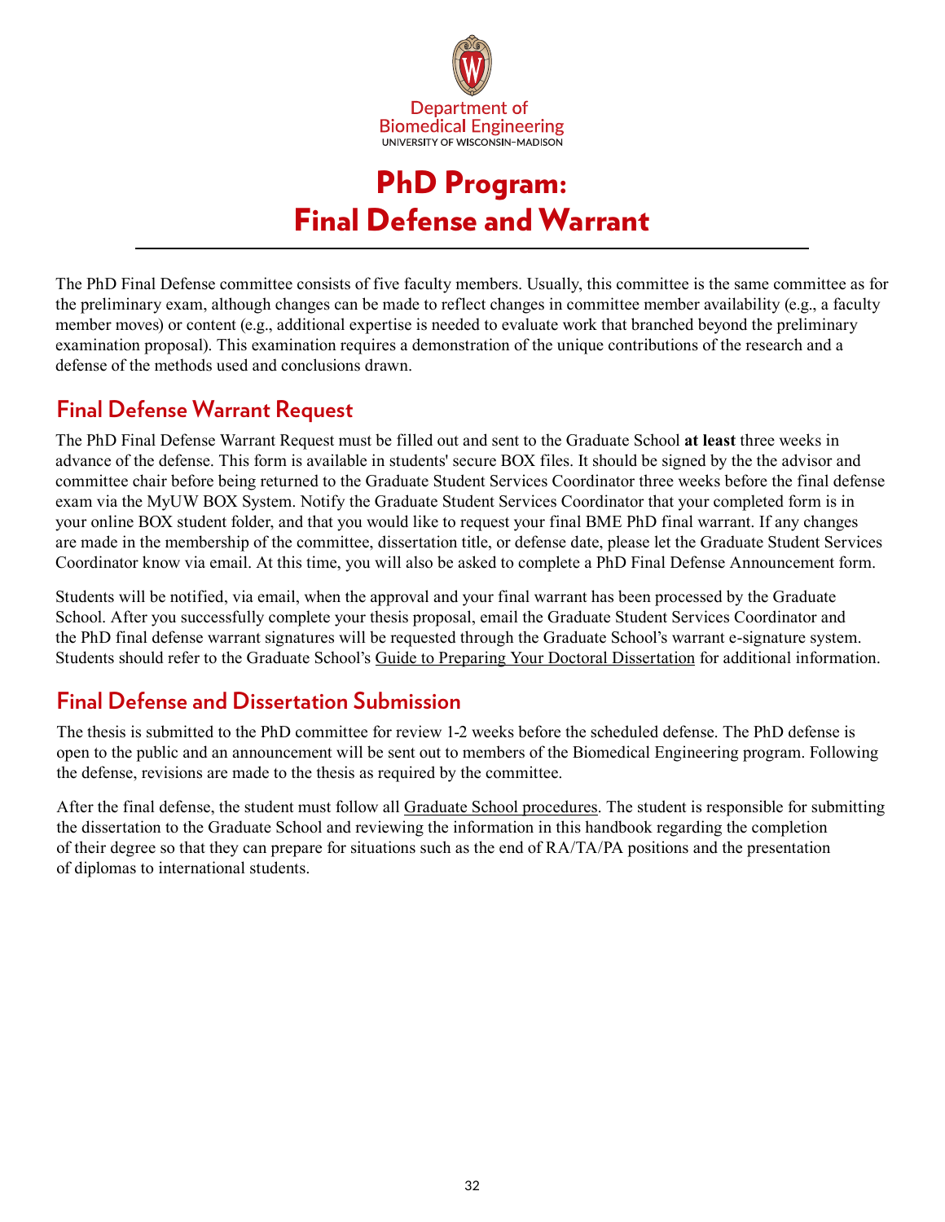Department of
Biomedical Engineering
UNIVERSITY OF WISCONSIN–MADISON

# PhD Program: Final Defense and Warrant

The PhD Final Defense committee consists of five faculty members. Usually, this committee is the same committee as for the preliminary exam, although changes can be made to reflect changes in committee member availability (e.g., a faculty member moves) or content (e.g., additional expertise is needed to evaluate work that branched beyond the preliminary examination proposal). This examination requires a demonstration of the unique contributions of the research and a defense of the methods used and conclusions drawn.

## Final Defense Warrant Request

The PhD Final Defense Warrant Request must be filled out and sent to the Graduate School **at least** three weeks in advance of the defense. This form is available in students' secure BOX files. It should be signed by the the advisor and committee chair before being returned to the Graduate Student Services Coordinator three weeks before the final defense exam via the MyUW BOX System. Notify the Graduate Student Services Coordinator that your completed form is in your online BOX student folder, and that you would like to request your final BME PhD final warrant. If any changes are made in the membership of the committee, dissertation title, or defense date, please let the Graduate Student Services Coordinator know via email. At this time, you will also be asked to complete a PhD Final Defense Announcement form.

Students will be notified, via email, when the approval and your final warrant has been processed by the Graduate School. After you successfully complete your thesis proposal, email the Graduate Student Services Coordinator and the PhD final defense warrant signatures will be requested through the Graduate School's warrant e-signature system. Students should refer to the Graduate School's Guide to Preparing Your Doctoral Dissertation for additional information.

## Final Defense and Dissertation Submission

The thesis is submitted to the PhD committee for review 1-2 weeks before the scheduled defense. The PhD defense is open to the public and an announcement will be sent out to members of the Biomedical Engineering program. Following the defense, revisions are made to the thesis as required by the committee.

After the final defense, the student must follow all Graduate School procedures. The student is responsible for submitting the dissertation to the Graduate School and reviewing the information in this handbook regarding the completion of their degree so that they can prepare for situations such as the end of RA/TA/PA positions and the presentation of diplomas to international students.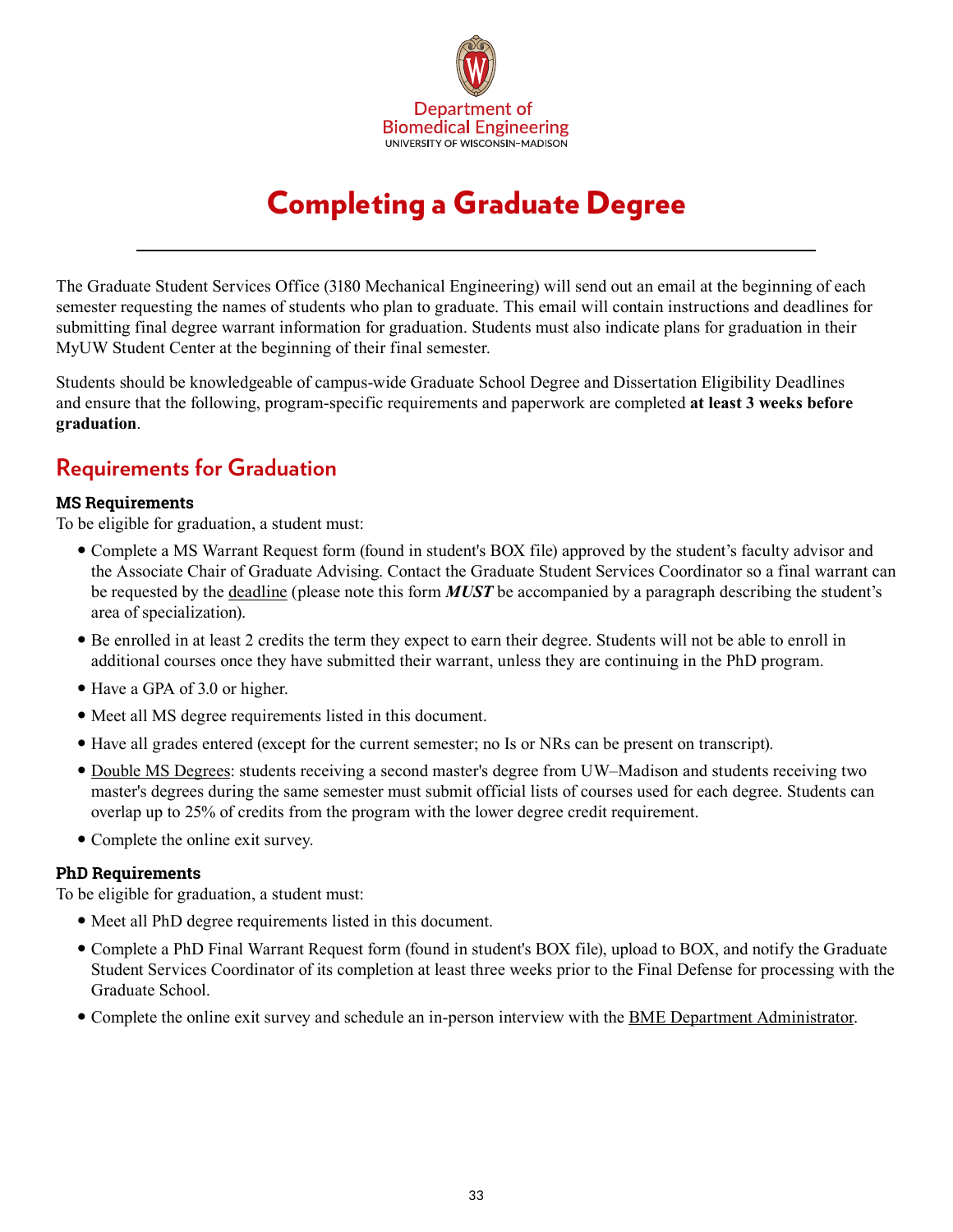# Completing a Graduate Degree

The Graduate Student Services Office (3180 Mechanical Engineering) will send out an email at the beginning of each semester requesting the names of students who plan to graduate. This email will contain instructions and deadlines for submitting final degree warrant information for graduation. Students must also indicate plans for graduation in their MyUW Student Center at the beginning of their final semester.

Students should be knowledgeable of campus-wide Graduate School Degree and Dissertation Eligibility Deadlines and ensure that the following, program-specific requirements and paperwork are completed **at least 3 weeks before graduation**.

## Requirements for Graduation

### MS Requirements

To be eligible for graduation, a student must:

- Complete a MS Warrant Request form (found in student's BOX file) approved by the student's faculty advisor and the Associate Chair of Graduate Advising. Contact the Graduate Student Services Coordinator so a final warrant can be requested by the deadline (please note this form ***MUST*** be accompanied by a paragraph describing the student's area of specialization).
- Be enrolled in at least 2 credits the term they expect to earn their degree. Students will not be able to enroll in additional courses once they have submitted their warrant, unless they are continuing in the PhD program.
- Have a GPA of 3.0 or higher.
- Meet all MS degree requirements listed in this document.
- Have all grades entered (except for the current semester; no Is or NRs can be present on transcript).
- Double MS Degrees: students receiving a second master's degree from UW–Madison and students receiving two master's degrees during the same semester must submit official lists of courses used for each degree. Students can overlap up to 25% of credits from the program with the lower degree credit requirement.
- Complete the online exit survey.

### PhD Requirements

To be eligible for graduation, a student must:

- Meet all PhD degree requirements listed in this document.
- Complete a PhD Final Warrant Request form (found in student's BOX file), upload to BOX, and notify the Graduate Student Services Coordinator of its completion at least three weeks prior to the Final Defense for processing with the Graduate School.
- Complete the online exit survey and schedule an in-person interview with the BME Department Administrator.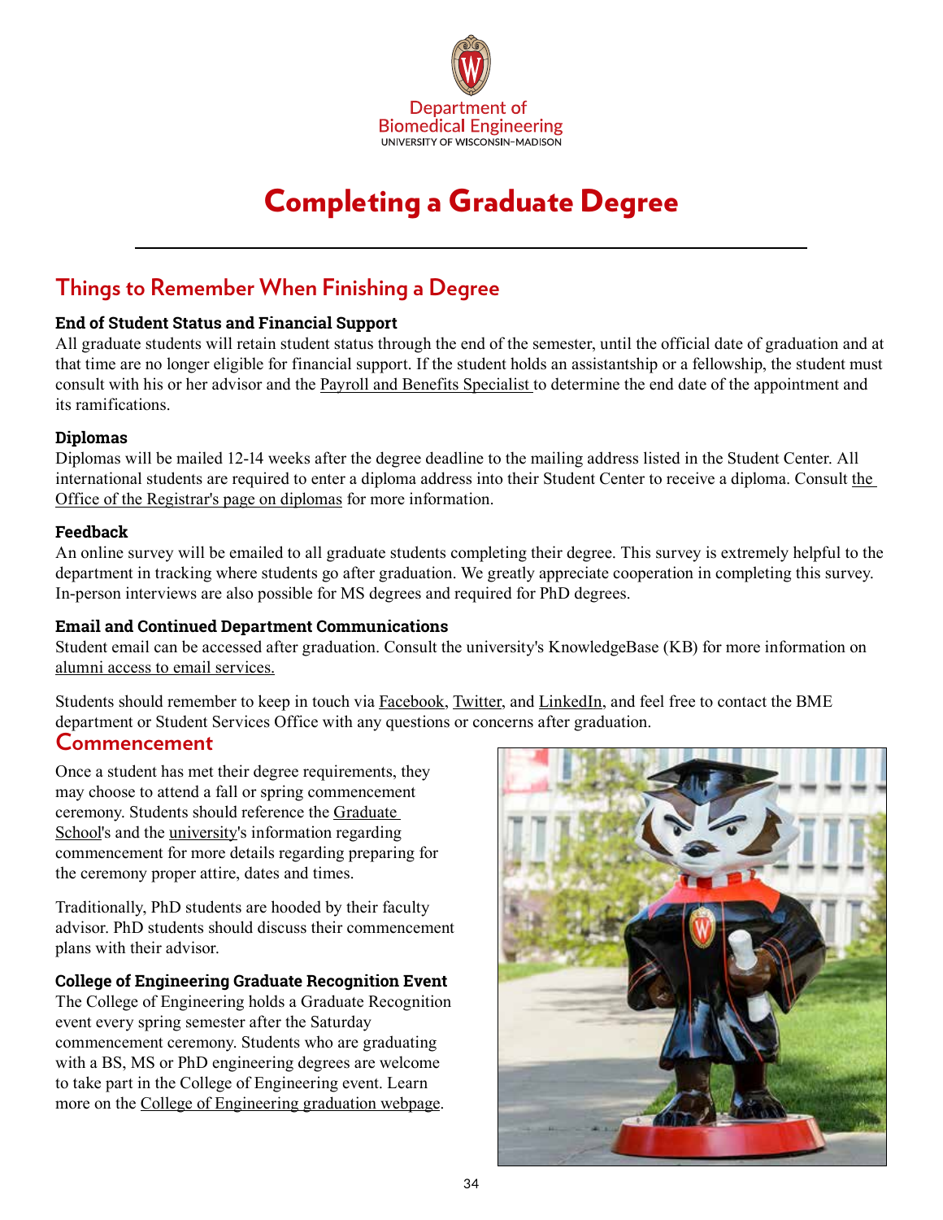Department of
Biomedical Engineering
UNIVERSITY OF WISCONSIN–MADISON

# Completing a Graduate Degree

## Things to Remember When Finishing a Degree

**End of Student Status and Financial Support**
All graduate students will retain student status through the end of the semester, until the official date of graduation and at that time are no longer eligible for financial support. If the student holds an assistantship or a fellowship, the student must consult with his or her advisor and the Payroll and Benefits Specialist to determine the end date of the appointment and its ramifications.

**Diplomas**
Diplomas will be mailed 12-14 weeks after the degree deadline to the mailing address listed in the Student Center. All international students are required to enter a diploma address into their Student Center to receive a diploma. Consult the Office of the Registrar's page on diplomas for more information.

**Feedback**
An online survey will be emailed to all graduate students completing their degree. This survey is extremely helpful to the department in tracking where students go after graduation. We greatly appreciate cooperation in completing this survey. In-person interviews are also possible for MS degrees and required for PhD degrees.

**Email and Continued Department Communications**
Student email can be accessed after graduation. Consult the university's KnowledgeBase (KB) for more information on alumni access to email services.

Students should remember to keep in touch via Facebook, Twitter, and LinkedIn, and feel free to contact the BME department or Student Services Office with any questions or concerns after graduation.

## Commencement

Once a student has met their degree requirements, they may choose to attend a fall or spring commencement ceremony. Students should reference the Graduate School's and the university's information regarding commencement for more details regarding preparing for the ceremony proper attire, dates and times.

Traditionally, PhD students are hooded by their faculty advisor. PhD students should discuss their commencement plans with their advisor.

**College of Engineering Graduate Recognition Event**
The College of Engineering holds a Graduate Recognition event every spring semester after the Saturday commencement ceremony. Students who are graduating with a BS, MS or PhD engineering degrees are welcome to take part in the College of Engineering event. Learn more on the College of Engineering graduation webpage.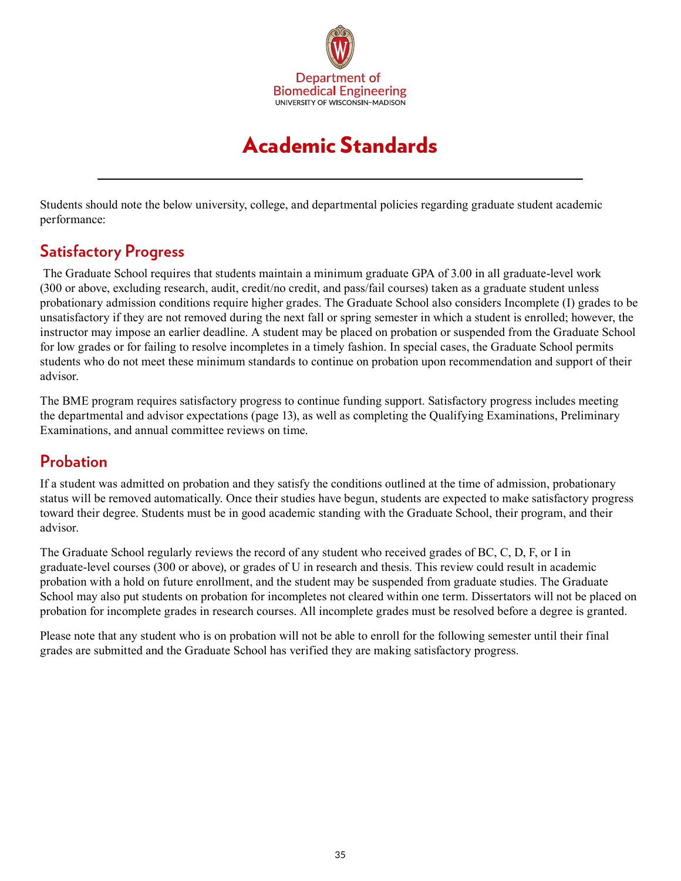Department of Biomedical Engineering
UNIVERSITY OF WISCONSIN–MADISON

# Academic Standards

Students should note the below university, college, and departmental policies regarding graduate student academic performance:

## Satisfactory Progress

The Graduate School requires that students maintain a minimum graduate GPA of 3.00 in all graduate-level work (300 or above, excluding research, audit, credit/no credit, and pass/fail courses) taken as a graduate student unless probationary admission conditions require higher grades. The Graduate School also considers Incomplete (I) grades to be unsatisfactory if they are not removed during the next fall or spring semester in which a student is enrolled; however, the instructor may impose an earlier deadline. A student may be placed on probation or suspended from the Graduate School for low grades or for failing to resolve incompletes in a timely fashion. In special cases, the Graduate School permits students who do not meet these minimum standards to continue on probation upon recommendation and support of their advisor.

The BME program requires satisfactory progress to continue funding support. Satisfactory progress includes meeting the departmental and advisor expectations (page 13), as well as completing the Qualifying Examinations, Preliminary Examinations, and annual committee reviews on time.

## Probation

If a student was admitted on probation and they satisfy the conditions outlined at the time of admission, probationary status will be removed automatically. Once their studies have begun, students are expected to make satisfactory progress toward their degree. Students must be in good academic standing with the Graduate School, their program, and their advisor.

The Graduate School regularly reviews the record of any student who received grades of BC, C, D, F, or I in graduate-level courses (300 or above), or grades of U in research and thesis. This review could result in academic probation with a hold on future enrollment, and the student may be suspended from graduate studies. The Graduate School may also put students on probation for incompletes not cleared within one term. Dissertators will not be placed on probation for incomplete grades in research courses. All incomplete grades must be resolved before a degree is granted.

Please note that any student who is on probation will not be able to enroll for the following semester until their final grades are submitted and the Graduate School has verified they are making satisfactory progress.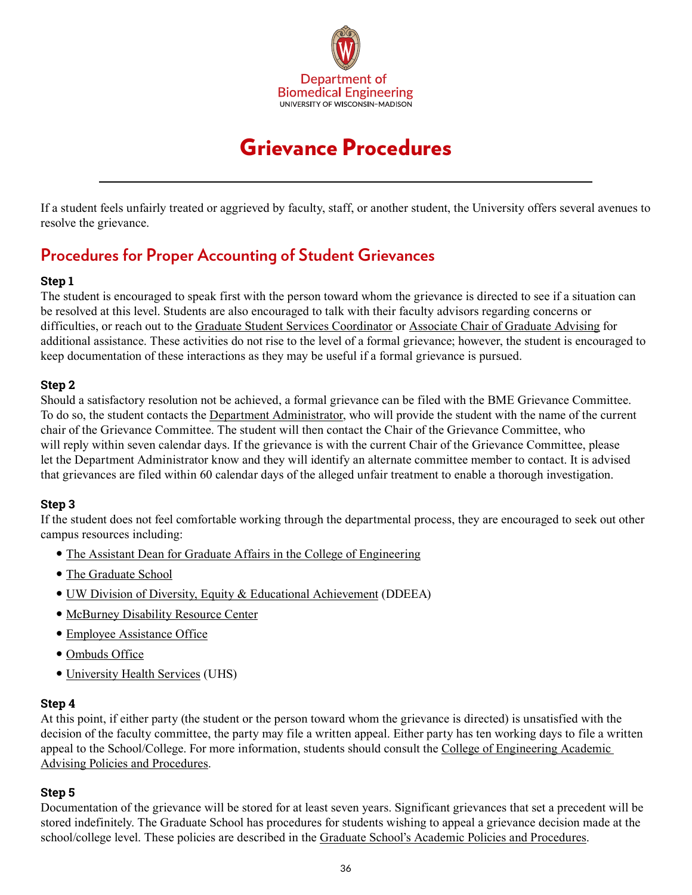Department of
Biomedical Engineering
UNIVERSITY OF WISCONSIN–MADISON

# Grievance Procedures

If a student feels unfairly treated or aggrieved by faculty, staff, or another student, the University offers several avenues to resolve the grievance.

## Procedures for Proper Accounting of Student Grievances

**Step 1**

The student is encouraged to speak first with the person toward whom the grievance is directed to see if a situation can be resolved at this level. Students are also encouraged to talk with their faculty advisors regarding concerns or difficulties, or reach out to the Graduate Student Services Coordinator or Associate Chair of Graduate Advising for additional assistance. These activities do not rise to the level of a formal grievance; however, the student is encouraged to keep documentation of these interactions as they may be useful if a formal grievance is pursued.

**Step 2**

Should a satisfactory resolution not be achieved, a formal grievance can be filed with the BME Grievance Committee. To do so, the student contacts the Department Administrator, who will provide the student with the name of the current chair of the Grievance Committee. The student will then contact the Chair of the Grievance Committee, who will reply within seven calendar days. If the grievance is with the current Chair of the Grievance Committee, please let the Department Administrator know and they will identify an alternate committee member to contact. It is advised that grievances are filed within 60 calendar days of the alleged unfair treatment to enable a thorough investigation.

**Step 3**

If the student does not feel comfortable working through the departmental process, they are encouraged to seek out other campus resources including:

- The Assistant Dean for Graduate Affairs in the College of Engineering
- The Graduate School
- UW Division of Diversity, Equity & Educational Achievement (DDEEA)
- McBurney Disability Resource Center
- Employee Assistance Office
- Ombuds Office
- University Health Services (UHS)

**Step 4**

At this point, if either party (the student or the person toward whom the grievance is directed) is unsatisfied with the decision of the faculty committee, the party may file a written appeal. Either party has ten working days to file a written appeal to the School/College. For more information, students should consult the College of Engineering Academic Advising Policies and Procedures.

**Step 5**

Documentation of the grievance will be stored for at least seven years. Significant grievances that set a precedent will be stored indefinitely. The Graduate School has procedures for students wishing to appeal a grievance decision made at the school/college level. These policies are described in the Graduate School's Academic Policies and Procedures.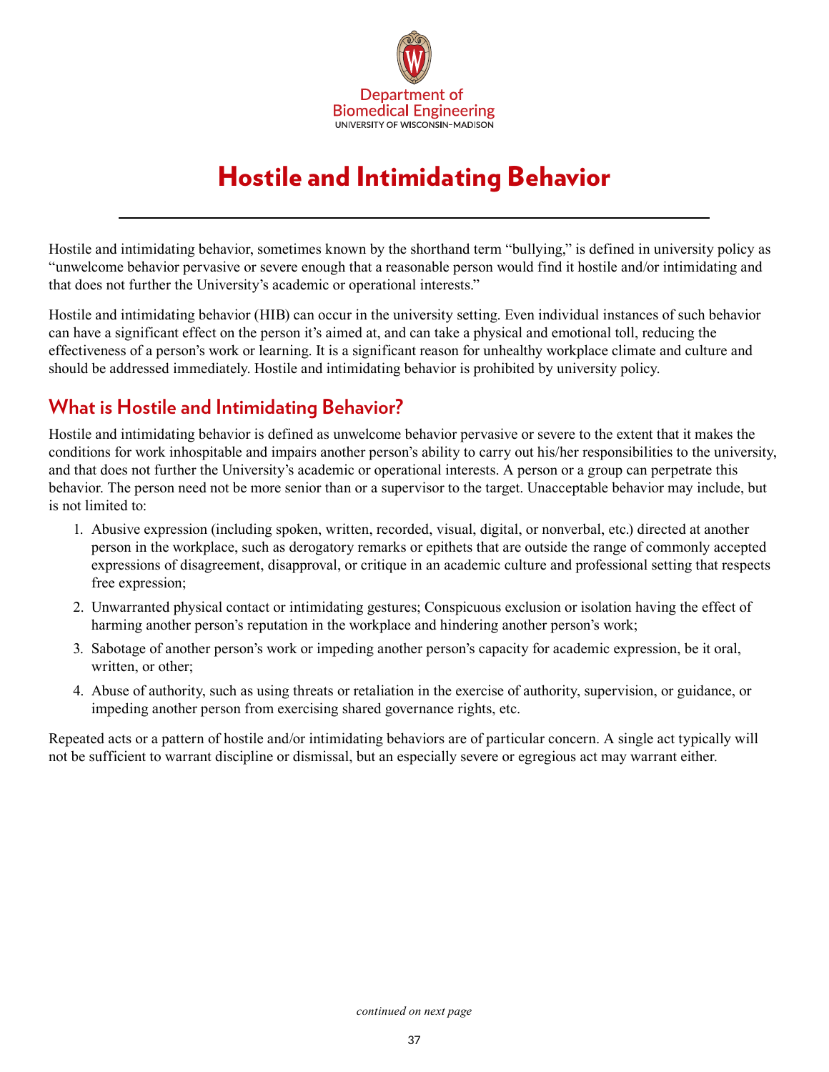Department of
Biomedical Engineering
UNIVERSITY OF WISCONSIN–MADISON

# Hostile and Intimidating Behavior

Hostile and intimidating behavior, sometimes known by the shorthand term "bullying," is defined in university policy as "unwelcome behavior pervasive or severe enough that a reasonable person would find it hostile and/or intimidating and that does not further the University's academic or operational interests."

Hostile and intimidating behavior (HIB) can occur in the university setting. Even individual instances of such behavior can have a significant effect on the person it's aimed at, and can take a physical and emotional toll, reducing the effectiveness of a person's work or learning. It is a significant reason for unhealthy workplace climate and culture and should be addressed immediately. Hostile and intimidating behavior is prohibited by university policy.

## What is Hostile and Intimidating Behavior?

Hostile and intimidating behavior is defined as unwelcome behavior pervasive or severe to the extent that it makes the conditions for work inhospitable and impairs another person's ability to carry out his/her responsibilities to the university, and that does not further the University's academic or operational interests. A person or a group can perpetrate this behavior. The person need not be more senior than or a supervisor to the target. Unacceptable behavior may include, but is not limited to:

1. Abusive expression (including spoken, written, recorded, visual, digital, or nonverbal, etc.) directed at another person in the workplace, such as derogatory remarks or epithets that are outside the range of commonly accepted expressions of disagreement, disapproval, or critique in an academic culture and professional setting that respects free expression;
2. Unwarranted physical contact or intimidating gestures; Conspicuous exclusion or isolation having the effect of harming another person's reputation in the workplace and hindering another person's work;
3. Sabotage of another person's work or impeding another person's capacity for academic expression, be it oral, written, or other;
4. Abuse of authority, such as using threats or retaliation in the exercise of authority, supervision, or guidance, or impeding another person from exercising shared governance rights, etc.

Repeated acts or a pattern of hostile and/or intimidating behaviors are of particular concern. A single act typically will not be sufficient to warrant discipline or dismissal, but an especially severe or egregious act may warrant either.

*continued on next page*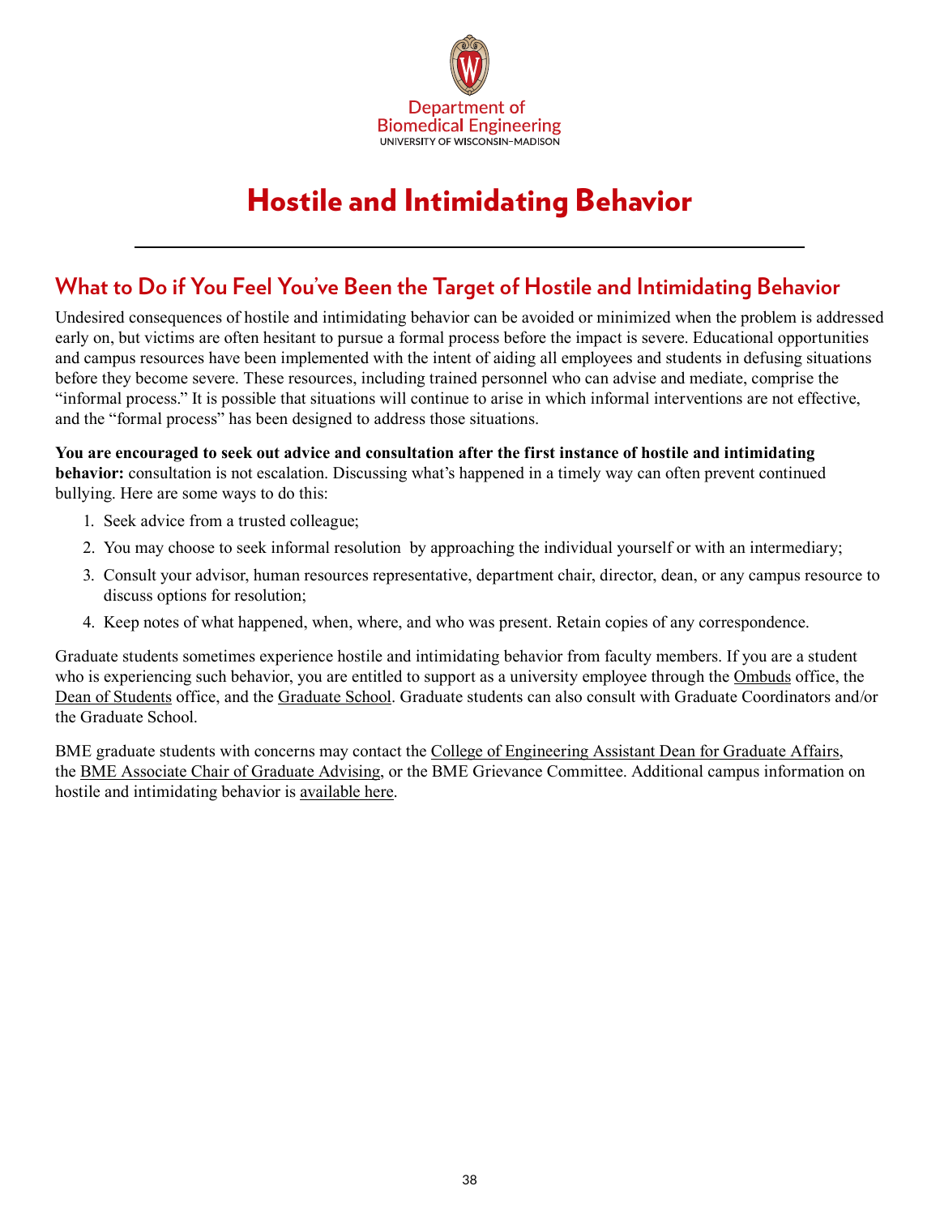Department of
Biomedical Engineering
UNIVERSITY OF WISCONSIN–MADISON

# Hostile and Intimidating Behavior

## What to Do if You Feel You've Been the Target of Hostile and Intimidating Behavior

Undesired consequences of hostile and intimidating behavior can be avoided or minimized when the problem is addressed early on, but victims are often hesitant to pursue a formal process before the impact is severe. Educational opportunities and campus resources have been implemented with the intent of aiding all employees and students in defusing situations before they become severe. These resources, including trained personnel who can advise and mediate, comprise the "informal process." It is possible that situations will continue to arise in which informal interventions are not effective, and the "formal process" has been designed to address those situations.

**You are encouraged to seek out advice and consultation after the first instance of hostile and intimidating behavior:** consultation is not escalation. Discussing what's happened in a timely way can often prevent continued bullying. Here are some ways to do this:

1. Seek advice from a trusted colleague;
2. You may choose to seek informal resolution by approaching the individual yourself or with an intermediary;
3. Consult your advisor, human resources representative, department chair, director, dean, or any campus resource to discuss options for resolution;
4. Keep notes of what happened, when, where, and who was present. Retain copies of any correspondence.

Graduate students sometimes experience hostile and intimidating behavior from faculty members. If you are a student who is experiencing such behavior, you are entitled to support as a university employee through the Ombuds office, the Dean of Students office, and the Graduate School. Graduate students can also consult with Graduate Coordinators and/or the Graduate School.

BME graduate students with concerns may contact the College of Engineering Assistant Dean for Graduate Affairs, the BME Associate Chair of Graduate Advising, or the BME Grievance Committee. Additional campus information on hostile and intimidating behavior is available here.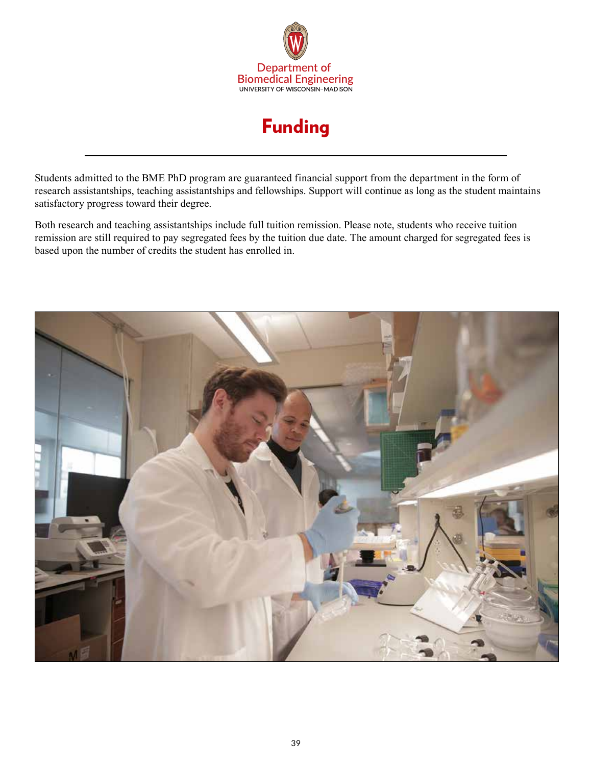# Funding

Students admitted to the BME PhD program are guaranteed financial support from the department in the form of research assistantships, teaching assistantships and fellowships. Support will continue as long as the student maintains satisfactory progress toward their degree.

Both research and teaching assistantships include full tuition remission. Please note, students who receive tuition remission are still required to pay segregated fees by the tuition due date. The amount charged for segregated fees is based upon the number of credits the student has enrolled in.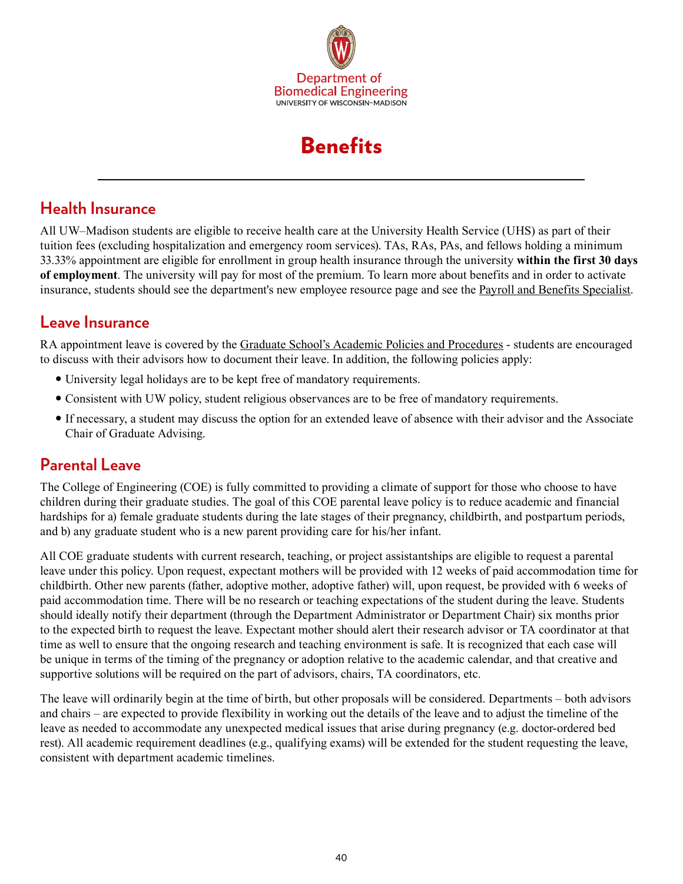Department of Biomedical Engineering
UNIVERSITY OF WISCONSIN–MADISON

# Benefits

## Health Insurance

All UW–Madison students are eligible to receive health care at the University Health Service (UHS) as part of their tuition fees (excluding hospitalization and emergency room services). TAs, RAs, PAs, and fellows holding a minimum 33.33% appointment are eligible for enrollment in group health insurance through the university **within the first 30 days of employment**. The university will pay for most of the premium. To learn more about benefits and in order to activate insurance, students should see the department's new employee resource page and see the Payroll and Benefits Specialist.

## Leave Insurance

RA appointment leave is covered by the Graduate School's Academic Policies and Procedures - students are encouraged to discuss with their advisors how to document their leave. In addition, the following policies apply:

- University legal holidays are to be kept free of mandatory requirements.
- Consistent with UW policy, student religious observances are to be free of mandatory requirements.
- If necessary, a student may discuss the option for an extended leave of absence with their advisor and the Associate Chair of Graduate Advising.

## Parental Leave

The College of Engineering (COE) is fully committed to providing a climate of support for those who choose to have children during their graduate studies. The goal of this COE parental leave policy is to reduce academic and financial hardships for a) female graduate students during the late stages of their pregnancy, childbirth, and postpartum periods, and b) any graduate student who is a new parent providing care for his/her infant.

All COE graduate students with current research, teaching, or project assistantships are eligible to request a parental leave under this policy. Upon request, expectant mothers will be provided with 12 weeks of paid accommodation time for childbirth. Other new parents (father, adoptive mother, adoptive father) will, upon request, be provided with 6 weeks of paid accommodation time. There will be no research or teaching expectations of the student during the leave. Students should ideally notify their department (through the Department Administrator or Department Chair) six months prior to the expected birth to request the leave. Expectant mother should alert their research advisor or TA coordinator at that time as well to ensure that the ongoing research and teaching environment is safe. It is recognized that each case will be unique in terms of the timing of the pregnancy or adoption relative to the academic calendar, and that creative and supportive solutions will be required on the part of advisors, chairs, TA coordinators, etc.

The leave will ordinarily begin at the time of birth, but other proposals will be considered. Departments – both advisors and chairs – are expected to provide flexibility in working out the details of the leave and to adjust the timeline of the leave as needed to accommodate any unexpected medical issues that arise during pregnancy (e.g. doctor-ordered bed rest). All academic requirement deadlines (e.g., qualifying exams) will be extended for the student requesting the leave, consistent with department academic timelines.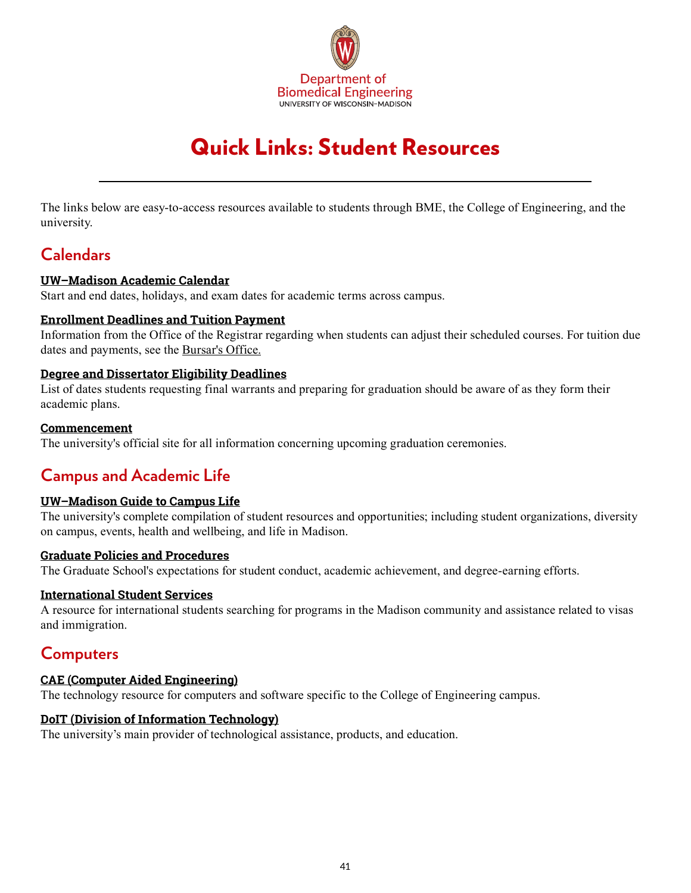Department of
Biomedical Engineering
UNIVERSITY OF WISCONSIN–MADISON

# Quick Links: Student Resources

---

The links below are easy-to-access resources available to students through BME, the College of Engineering, and the university.

## Calendars

**UW–Madison Academic Calendar**
Start and end dates, holidays, and exam dates for academic terms across campus.

**Enrollment Deadlines and Tuition Payment**
Information from the Office of the Registrar regarding when students can adjust their scheduled courses. For tuition due dates and payments, see the Bursar's Office.

**Degree and Dissertator Eligibility Deadlines**
List of dates students requesting final warrants and preparing for graduation should be aware of as they form their academic plans.

**Commencement**
The university's official site for all information concerning upcoming graduation ceremonies.

## Campus and Academic Life

**UW–Madison Guide to Campus Life**
The university's complete compilation of student resources and opportunities; including student organizations, diversity on campus, events, health and wellbeing, and life in Madison.

**Graduate Policies and Procedures**
The Graduate School's expectations for student conduct, academic achievement, and degree-earning efforts.

**International Student Services**
A resource for international students searching for programs in the Madison community and assistance related to visas and immigration.

## Computers

**CAE (Computer Aided Engineering)**
The technology resource for computers and software specific to the College of Engineering campus.

**DoIT (Division of Information Technology)**
The university's main provider of technological assistance, products, and education.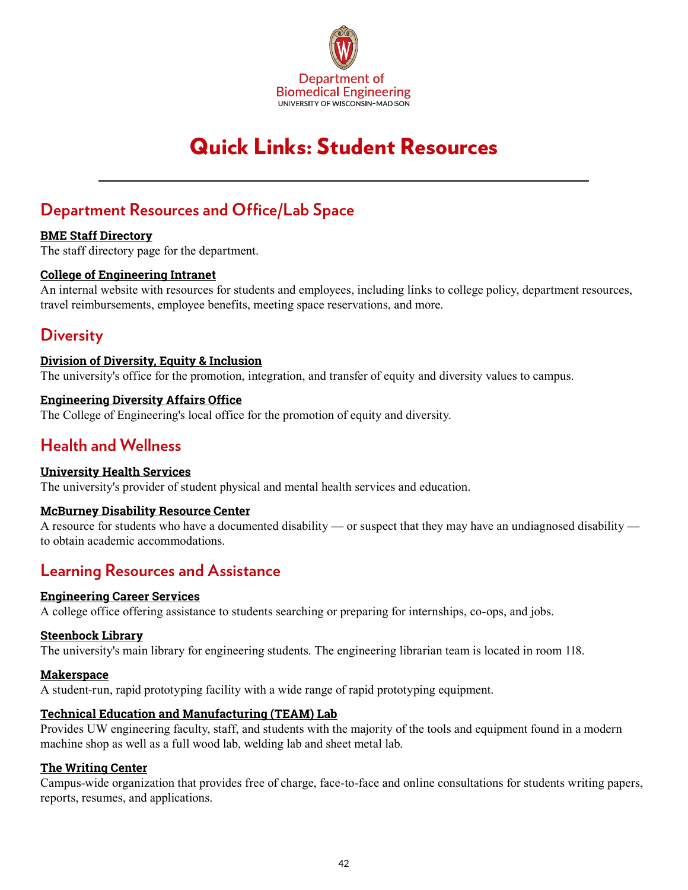Department of
Biomedical Engineering
UNIVERSITY OF WISCONSIN–MADISON

# Quick Links: Student Resources

---

## Department Resources and Office/Lab Space

**BME Staff Directory**
The staff directory page for the department.

**College of Engineering Intranet**
An internal website with resources for students and employees, including links to college policy, department resources, travel reimbursements, employee benefits, meeting space reservations, and more.

## Diversity

**Division of Diversity, Equity & Inclusion**
The university's office for the promotion, integration, and transfer of equity and diversity values to campus.

**Engineering Diversity Affairs Office**
The College of Engineering's local office for the promotion of equity and diversity.

## Health and Wellness

**University Health Services**
The university's provider of student physical and mental health services and education.

**McBurney Disability Resource Center**
A resource for students who have a documented disability — or suspect that they may have an undiagnosed disability — to obtain academic accommodations.

## Learning Resources and Assistance

**Engineering Career Services**
A college office offering assistance to students searching or preparing for internships, co-ops, and jobs.

**Steenbock Library**
The university's main library for engineering students. The engineering librarian team is located in room 118.

**Makerspace**
A student-run, rapid prototyping facility with a wide range of rapid prototyping equipment.

**Technical Education and Manufacturing (TEAM) Lab**
Provides UW engineering faculty, staff, and students with the majority of the tools and equipment found in a modern machine shop as well as a full wood lab, welding lab and sheet metal lab.

**The Writing Center**
Campus-wide organization that provides free of charge, face-to-face and online consultations for students writing papers, reports, resumes, and applications.